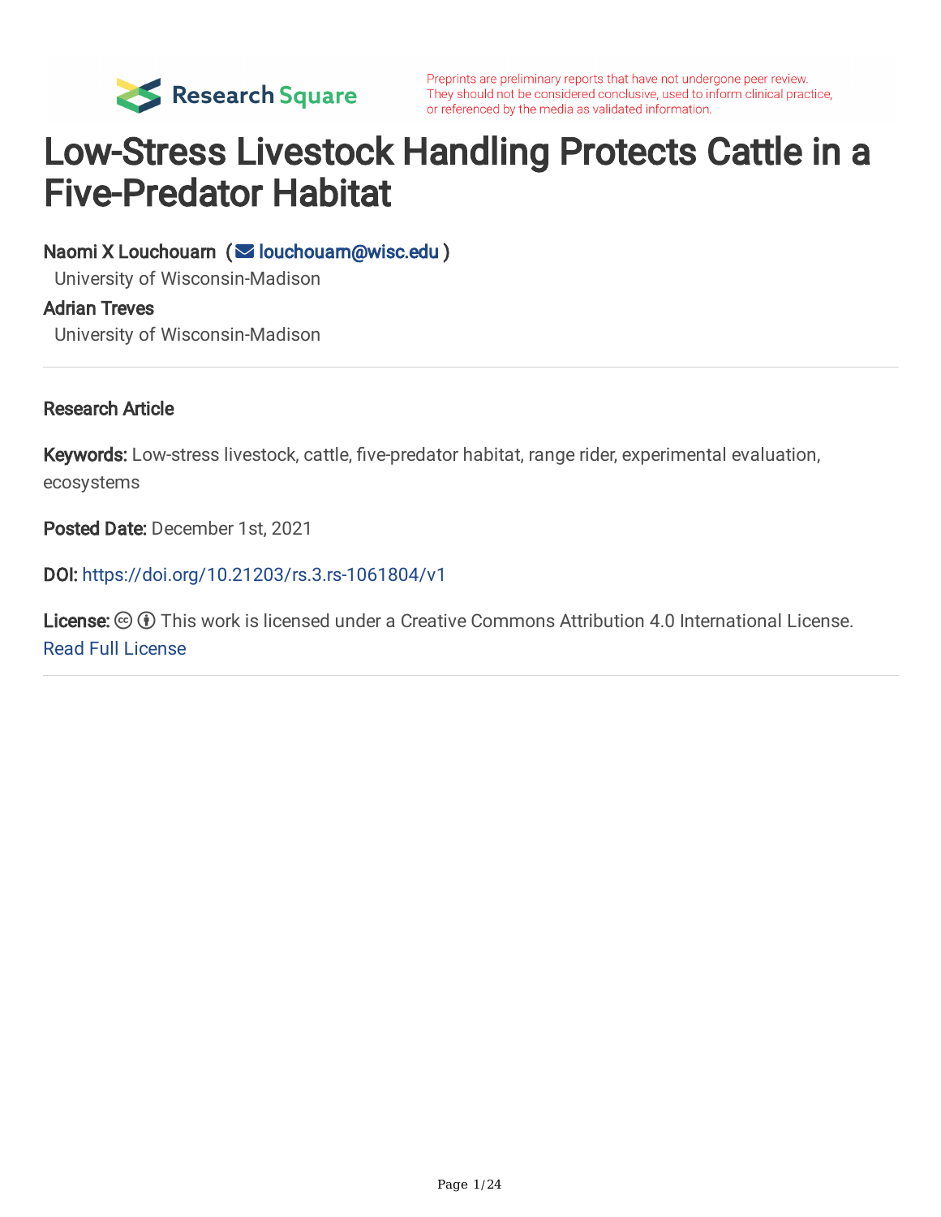Preprints are preliminary reports that have not undergone peer review. They should not be considered conclusive, used to inform clinical practice, or referenced by the media as validated information.

# Low-Stress Livestock Handling Protects Cattle in a Five-Predator Habitat

**Naomi X Louchouarn** (louchouarn@wisc.edu)
University of Wisconsin-Madison

**Adrian Treves**
University of Wisconsin-Madison

---

**Research Article**

**Keywords:** Low-stress livestock, cattle, five-predator habitat, range rider, experimental evaluation, ecosystems

**Posted Date:** December 1st, 2021

**DOI:** https://doi.org/10.21203/rs.3.rs-1061804/v1

**License:** This work is licensed under a Creative Commons Attribution 4.0 International License. Read Full License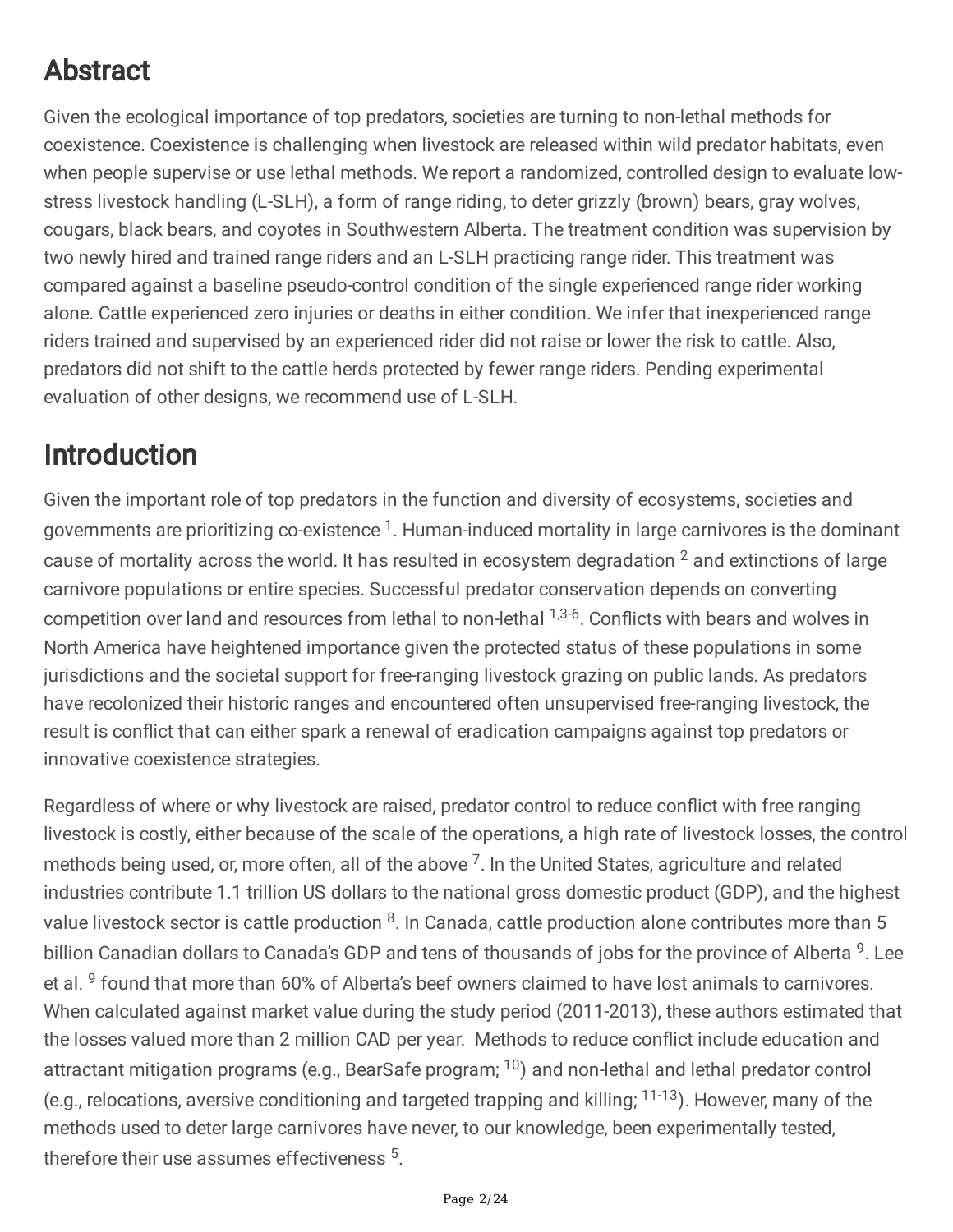# Abstract

Given the ecological importance of top predators, societies are turning to non-lethal methods for coexistence. Coexistence is challenging when livestock are released within wild predator habitats, even when people supervise or use lethal methods. We report a randomized, controlled design to evaluate low-stress livestock handling (L-SLH), a form of range riding, to deter grizzly (brown) bears, gray wolves, cougars, black bears, and coyotes in Southwestern Alberta. The treatment condition was supervision by two newly hired and trained range riders and an L-SLH practicing range rider. This treatment was compared against a baseline pseudo-control condition of the single experienced range rider working alone. Cattle experienced zero injuries or deaths in either condition. We infer that inexperienced range riders trained and supervised by an experienced rider did not raise or lower the risk to cattle. Also, predators did not shift to the cattle herds protected by fewer range riders. Pending experimental evaluation of other designs, we recommend use of L-SLH.

# Introduction

Given the important role of top predators in the function and diversity of ecosystems, societies and governments are prioritizing co-existence [1]. Human-induced mortality in large carnivores is the dominant cause of mortality across the world. It has resulted in ecosystem degradation [2] and extinctions of large carnivore populations or entire species. Successful predator conservation depends on converting competition over land and resources from lethal to non-lethal [1,3-6]. Conflicts with bears and wolves in North America have heightened importance given the protected status of these populations in some jurisdictions and the societal support for free-ranging livestock grazing on public lands. As predators have recolonized their historic ranges and encountered often unsupervised free-ranging livestock, the result is conflict that can either spark a renewal of eradication campaigns against top predators or innovative coexistence strategies.

Regardless of where or why livestock are raised, predator control to reduce conflict with free ranging livestock is costly, either because of the scale of the operations, a high rate of livestock losses, the control methods being used, or, more often, all of the above [7]. In the United States, agriculture and related industries contribute 1.1 trillion US dollars to the national gross domestic product (GDP), and the highest value livestock sector is cattle production [8]. In Canada, cattle production alone contributes more than 5 billion Canadian dollars to Canada's GDP and tens of thousands of jobs for the province of Alberta [9]. Lee et al. [9] found that more than 60% of Alberta's beef owners claimed to have lost animals to carnivores. When calculated against market value during the study period (2011-2013), these authors estimated that the losses valued more than 2 million CAD per year. Methods to reduce conflict include education and attractant mitigation programs (e.g., BearSafe program; [10]) and non-lethal and lethal predator control (e.g., relocations, aversive conditioning and targeted trapping and killing; [11-13]). However, many of the methods used to deter large carnivores have never, to our knowledge, been experimentally tested, therefore their use assumes effectiveness [5].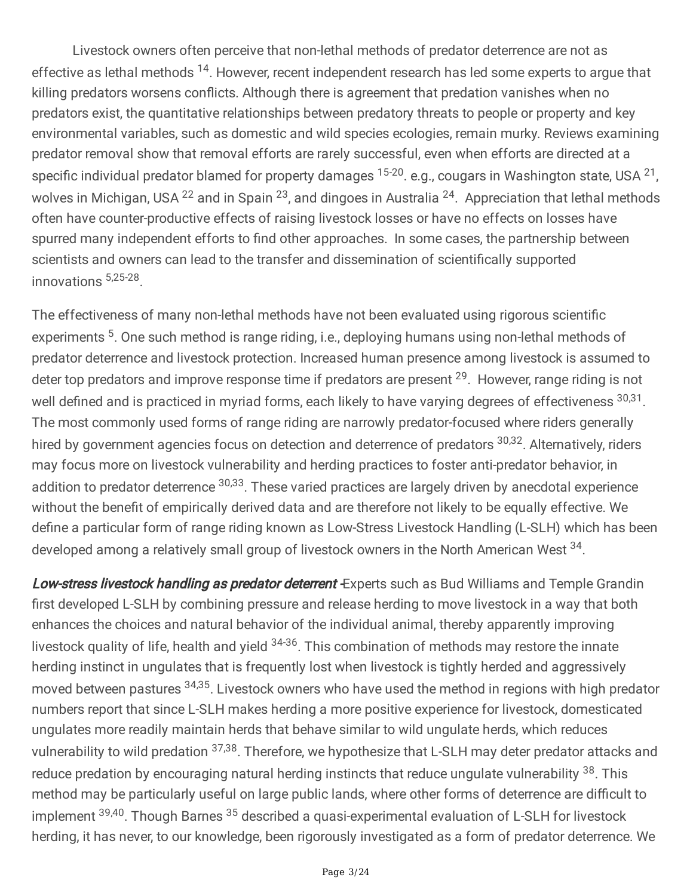Livestock owners often perceive that non-lethal methods of predator deterrence are not as effective as lethal methods [14]. However, recent independent research has led some experts to argue that killing predators worsens conflicts. Although there is agreement that predation vanishes when no predators exist, the quantitative relationships between predatory threats to people or property and key environmental variables, such as domestic and wild species ecologies, remain murky. Reviews examining predator removal show that removal efforts are rarely successful, even when efforts are directed at a specific individual predator blamed for property damages [15-20]. e.g., cougars in Washington state, USA [21], wolves in Michigan, USA [22] and in Spain [23], and dingoes in Australia [24]. Appreciation that lethal methods often have counter-productive effects of raising livestock losses or have no effects on losses have spurred many independent efforts to find other approaches. In some cases, the partnership between scientists and owners can lead to the transfer and dissemination of scientifically supported innovations [5,25-28].

The effectiveness of many non-lethal methods have not been evaluated using rigorous scientific experiments [5]. One such method is range riding, i.e., deploying humans using non-lethal methods of predator deterrence and livestock protection. Increased human presence among livestock is assumed to deter top predators and improve response time if predators are present [29]. However, range riding is not well defined and is practiced in myriad forms, each likely to have varying degrees of effectiveness [30,31]. The most commonly used forms of range riding are narrowly predator-focused where riders generally hired by government agencies focus on detection and deterrence of predators [30,32]. Alternatively, riders may focus more on livestock vulnerability and herding practices to foster anti-predator behavior, in addition to predator deterrence [30,33]. These varied practices are largely driven by anecdotal experience without the benefit of empirically derived data and are therefore not likely to be equally effective. We define a particular form of range riding known as Low-Stress Livestock Handling (L-SLH) which has been developed among a relatively small group of livestock owners in the North American West [34].

***Low-stress livestock handling as predator deterrent*** - Experts such as Bud Williams and Temple Grandin first developed L-SLH by combining pressure and release herding to move livestock in a way that both enhances the choices and natural behavior of the individual animal, thereby apparently improving livestock quality of life, health and yield [34-36]. This combination of methods may restore the innate herding instinct in ungulates that is frequently lost when livestock is tightly herded and aggressively moved between pastures [34,35]. Livestock owners who have used the method in regions with high predator numbers report that since L-SLH makes herding a more positive experience for livestock, domesticated ungulates more readily maintain herds that behave similar to wild ungulate herds, which reduces vulnerability to wild predation [37,38]. Therefore, we hypothesize that L-SLH may deter predator attacks and reduce predation by encouraging natural herding instincts that reduce ungulate vulnerability [38]. This method may be particularly useful on large public lands, where other forms of deterrence are difficult to implement [39,40]. Though Barnes [35] described a quasi-experimental evaluation of L-SLH for livestock herding, it has never, to our knowledge, been rigorously investigated as a form of predator deterrence. We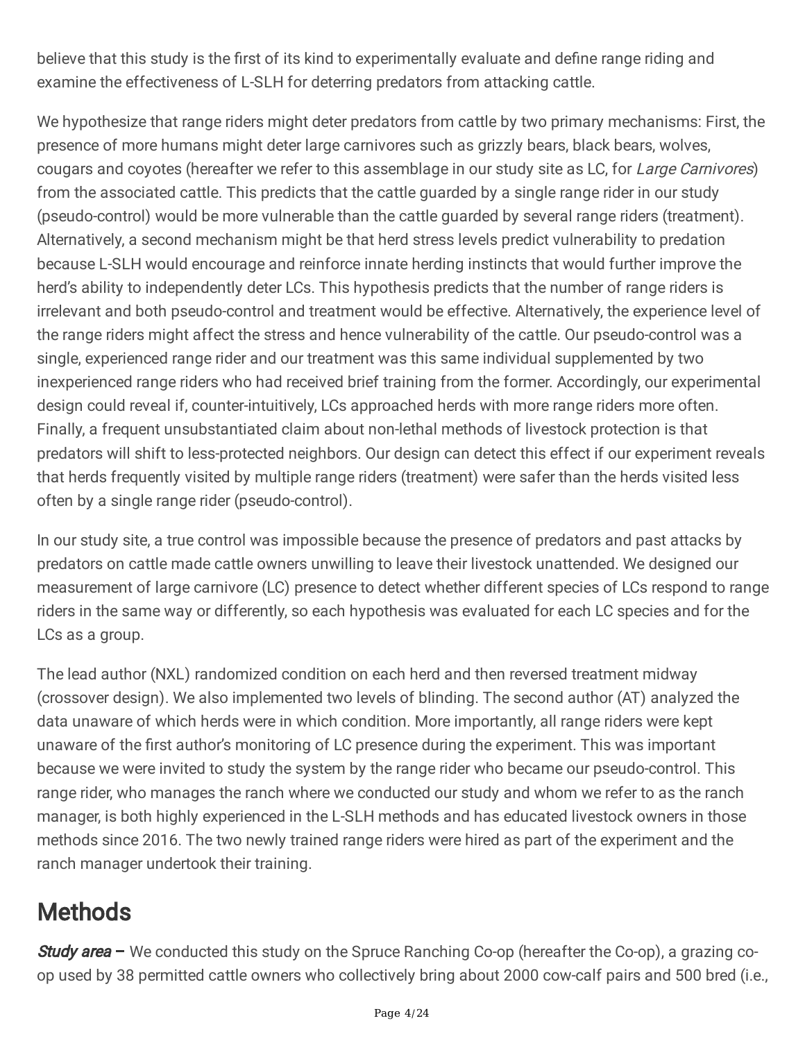believe that this study is the first of its kind to experimentally evaluate and define range riding and examine the effectiveness of L-SLH for deterring predators from attacking cattle.

We hypothesize that range riders might deter predators from cattle by two primary mechanisms: First, the presence of more humans might deter large carnivores such as grizzly bears, black bears, wolves, cougars and coyotes (hereafter we refer to this assemblage in our study site as LC, for *Large Carnivores*) from the associated cattle. This predicts that the cattle guarded by a single range rider in our study (pseudo-control) would be more vulnerable than the cattle guarded by several range riders (treatment). Alternatively, a second mechanism might be that herd stress levels predict vulnerability to predation because L-SLH would encourage and reinforce innate herding instincts that would further improve the herd's ability to independently deter LCs. This hypothesis predicts that the number of range riders is irrelevant and both pseudo-control and treatment would be effective. Alternatively, the experience level of the range riders might affect the stress and hence vulnerability of the cattle. Our pseudo-control was a single, experienced range rider and our treatment was this same individual supplemented by two inexperienced range riders who had received brief training from the former. Accordingly, our experimental design could reveal if, counter-intuitively, LCs approached herds with more range riders more often. Finally, a frequent unsubstantiated claim about non-lethal methods of livestock protection is that predators will shift to less-protected neighbors. Our design can detect this effect if our experiment reveals that herds frequently visited by multiple range riders (treatment) were safer than the herds visited less often by a single range rider (pseudo-control).

In our study site, a true control was impossible because the presence of predators and past attacks by predators on cattle made cattle owners unwilling to leave their livestock unattended. We designed our measurement of large carnivore (LC) presence to detect whether different species of LCs respond to range riders in the same way or differently, so each hypothesis was evaluated for each LC species and for the LCs as a group.

The lead author (NXL) randomized condition on each herd and then reversed treatment midway (crossover design). We also implemented two levels of blinding. The second author (AT) analyzed the data unaware of which herds were in which condition. More importantly, all range riders were kept unaware of the first author's monitoring of LC presence during the experiment. This was important because we were invited to study the system by the range rider who became our pseudo-control. This range rider, who manages the ranch where we conducted our study and whom we refer to as the ranch manager, is both highly experienced in the L-SLH methods and has educated livestock owners in those methods since 2016. The two newly trained range riders were hired as part of the experiment and the ranch manager undertook their training.

# Methods

***Study area –*** We conducted this study on the Spruce Ranching Co-op (hereafter the Co-op), a grazing co-op used by 38 permitted cattle owners who collectively bring about 2000 cow-calf pairs and 500 bred (i.e.,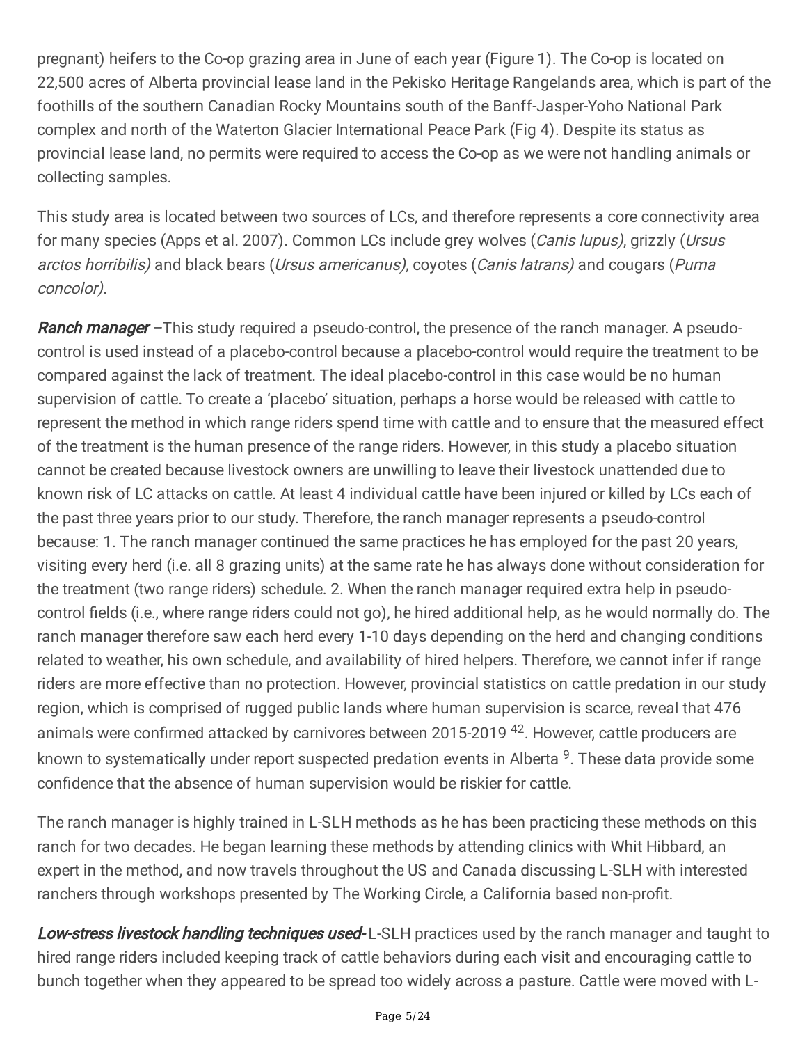pregnant) heifers to the Co-op grazing area in June of each year (Figure 1). The Co-op is located on 22,500 acres of Alberta provincial lease land in the Pekisko Heritage Rangelands area, which is part of the foothills of the southern Canadian Rocky Mountains south of the Banff-Jasper-Yoho National Park complex and north of the Waterton Glacier International Peace Park (Fig 4). Despite its status as provincial lease land, no permits were required to access the Co-op as we were not handling animals or collecting samples.

This study area is located between two sources of LCs, and therefore represents a core connectivity area for many species (Apps et al. 2007). Common LCs include grey wolves (*Canis lupus)*, grizzly (*Ursus arctos horribilis)* and black bears (*Ursus americanus)*, coyotes (*Canis latrans)* and cougars (*Puma concolor)*.

***Ranch manager*** –This study required a pseudo-control, the presence of the ranch manager. A pseudo-control is used instead of a placebo-control because a placebo-control would require the treatment to be compared against the lack of treatment. The ideal placebo-control in this case would be no human supervision of cattle. To create a 'placebo' situation, perhaps a horse would be released with cattle to represent the method in which range riders spend time with cattle and to ensure that the measured effect of the treatment is the human presence of the range riders. However, in this study a placebo situation cannot be created because livestock owners are unwilling to leave their livestock unattended due to known risk of LC attacks on cattle. At least 4 individual cattle have been injured or killed by LCs each of the past three years prior to our study. Therefore, the ranch manager represents a pseudo-control because: 1. The ranch manager continued the same practices he has employed for the past 20 years, visiting every herd (i.e. all 8 grazing units) at the same rate he has always done without consideration for the treatment (two range riders) schedule. 2. When the ranch manager required extra help in pseudo-control fields (i.e., where range riders could not go), he hired additional help, as he would normally do. The ranch manager therefore saw each herd every 1-10 days depending on the herd and changing conditions related to weather, his own schedule, and availability of hired helpers. Therefore, we cannot infer if range riders are more effective than no protection. However, provincial statistics on cattle predation in our study region, which is comprised of rugged public lands where human supervision is scarce, reveal that 476 animals were confirmed attacked by carnivores between 2015-2019 [42]. However, cattle producers are known to systematically under report suspected predation events in Alberta [9]. These data provide some confidence that the absence of human supervision would be riskier for cattle.

The ranch manager is highly trained in L-SLH methods as he has been practicing these methods on this ranch for two decades. He began learning these methods by attending clinics with Whit Hibbard, an expert in the method, and now travels throughout the US and Canada discussing L-SLH with interested ranchers through workshops presented by The Working Circle, a California based non-profit.

***Low-stress livestock handling techniques used-*** L-SLH practices used by the ranch manager and taught to hired range riders included keeping track of cattle behaviors during each visit and encouraging cattle to bunch together when they appeared to be spread too widely across a pasture. Cattle were moved with L-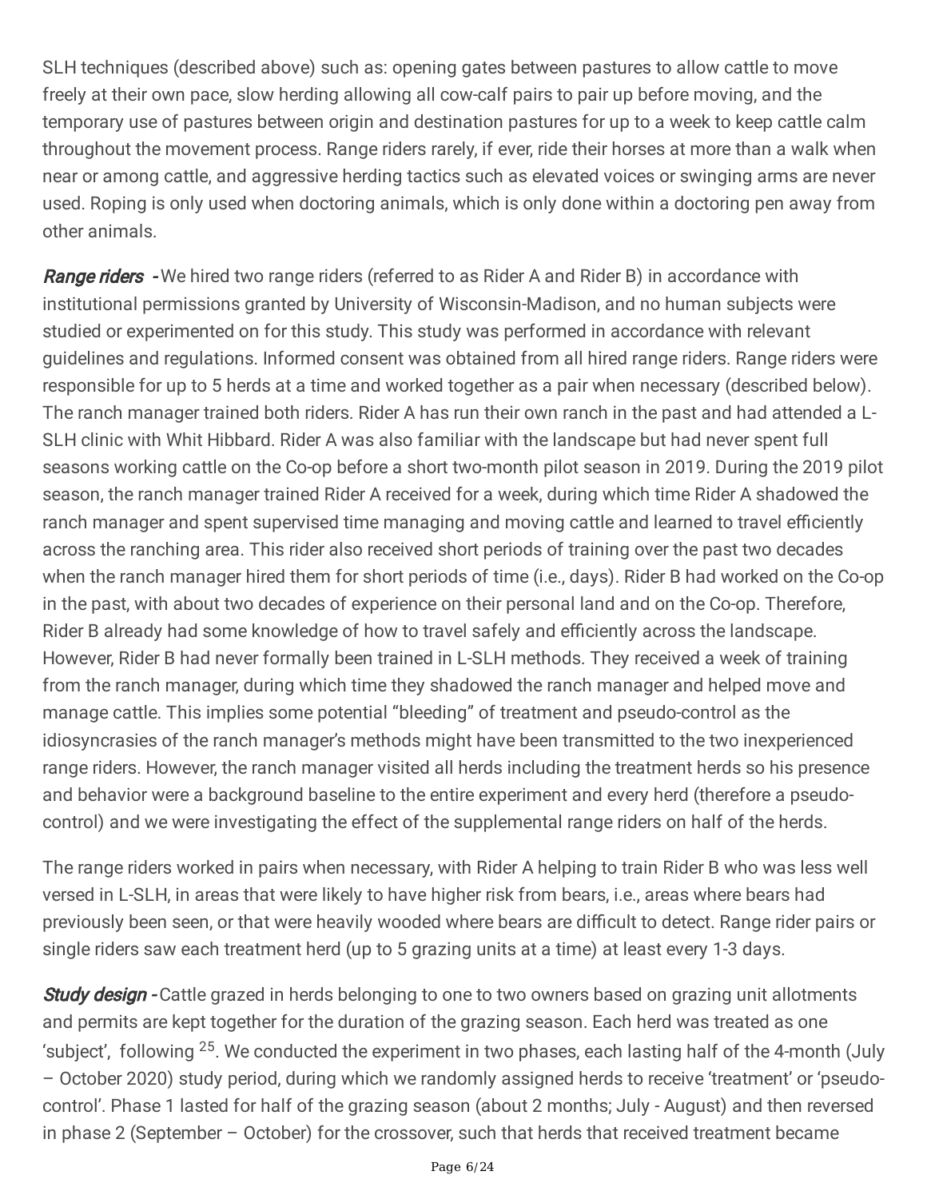SLH techniques (described above) such as: opening gates between pastures to allow cattle to move freely at their own pace, slow herding allowing all cow-calf pairs to pair up before moving, and the temporary use of pastures between origin and destination pastures for up to a week to keep cattle calm throughout the movement process. Range riders rarely, if ever, ride their horses at more than a walk when near or among cattle, and aggressive herding tactics such as elevated voices or swinging arms are never used. Roping is only used when doctoring animals, which is only done within a doctoring pen away from other animals.

***Range riders*** - We hired two range riders (referred to as Rider A and Rider B) in accordance with institutional permissions granted by University of Wisconsin-Madison, and no human subjects were studied or experimented on for this study. This study was performed in accordance with relevant guidelines and regulations. Informed consent was obtained from all hired range riders. Range riders were responsible for up to 5 herds at a time and worked together as a pair when necessary (described below). The ranch manager trained both riders. Rider A has run their own ranch in the past and had attended a L-SLH clinic with Whit Hibbard. Rider A was also familiar with the landscape but had never spent full seasons working cattle on the Co-op before a short two-month pilot season in 2019. During the 2019 pilot season, the ranch manager trained Rider A received for a week, during which time Rider A shadowed the ranch manager and spent supervised time managing and moving cattle and learned to travel efficiently across the ranching area. This rider also received short periods of training over the past two decades when the ranch manager hired them for short periods of time (i.e., days). Rider B had worked on the Co-op in the past, with about two decades of experience on their personal land and on the Co-op. Therefore, Rider B already had some knowledge of how to travel safely and efficiently across the landscape. However, Rider B had never formally been trained in L-SLH methods. They received a week of training from the ranch manager, during which time they shadowed the ranch manager and helped move and manage cattle. This implies some potential "bleeding" of treatment and pseudo-control as the idiosyncrasies of the ranch manager's methods might have been transmitted to the two inexperienced range riders. However, the ranch manager visited all herds including the treatment herds so his presence and behavior were a background baseline to the entire experiment and every herd (therefore a pseudo-control) and we were investigating the effect of the supplemental range riders on half of the herds.

The range riders worked in pairs when necessary, with Rider A helping to train Rider B who was less well versed in L-SLH, in areas that were likely to have higher risk from bears, i.e., areas where bears had previously been seen, or that were heavily wooded where bears are difficult to detect. Range rider pairs or single riders saw each treatment herd (up to 5 grazing units at a time) at least every 1-3 days.

***Study design*** - Cattle grazed in herds belonging to one to two owners based on grazing unit allotments and permits are kept together for the duration of the grazing season. Each herd was treated as one 'subject', following [25]. We conducted the experiment in two phases, each lasting half of the 4-month (July – October 2020) study period, during which we randomly assigned herds to receive 'treatment' or 'pseudo-control'. Phase 1 lasted for half of the grazing season (about 2 months; July - August) and then reversed in phase 2 (September – October) for the crossover, such that herds that received treatment became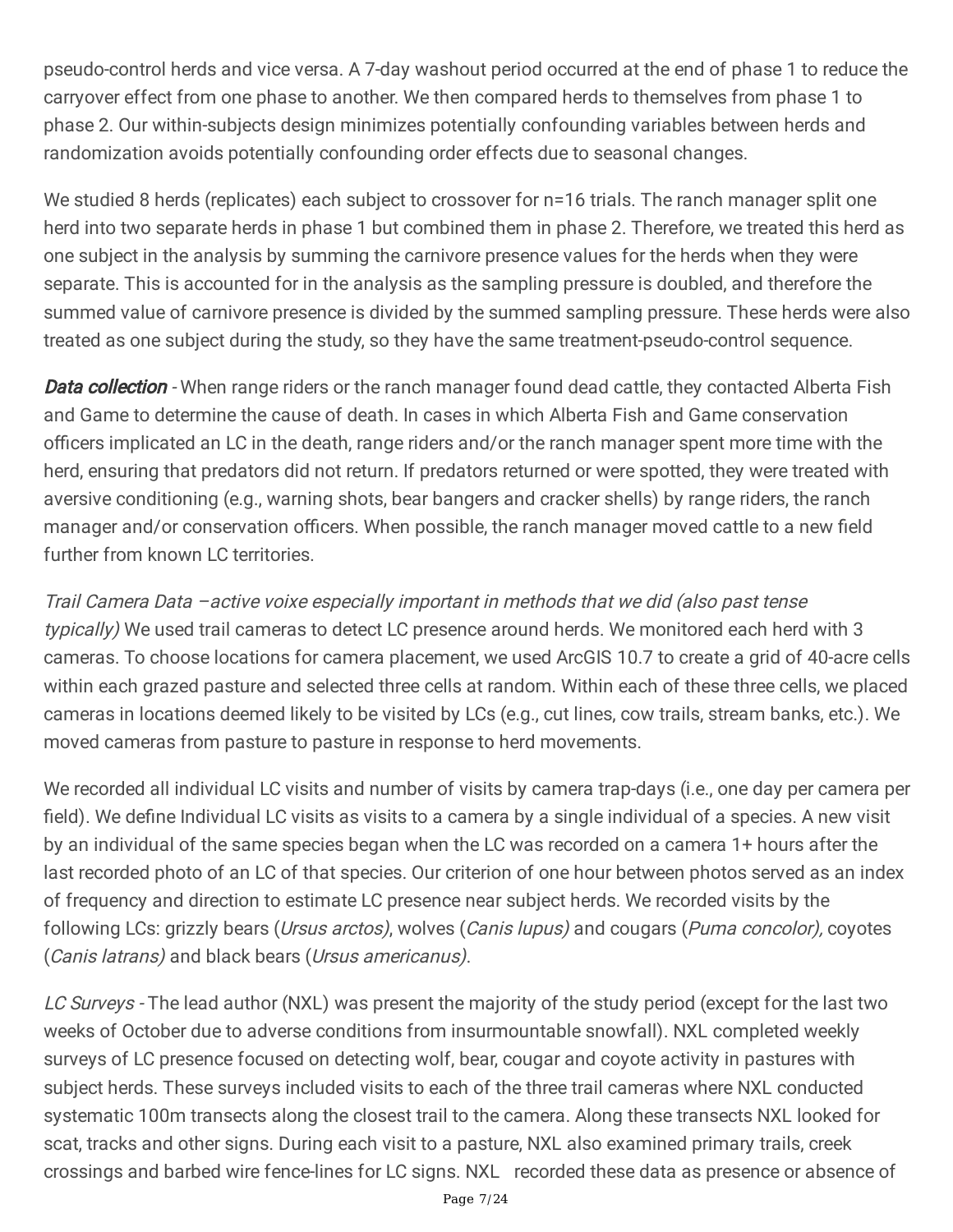pseudo-control herds and vice versa. A 7-day washout period occurred at the end of phase 1 to reduce the carryover effect from one phase to another. We then compared herds to themselves from phase 1 to phase 2. Our within-subjects design minimizes potentially confounding variables between herds and randomization avoids potentially confounding order effects due to seasonal changes.

We studied 8 herds (replicates) each subject to crossover for n=16 trials. The ranch manager split one herd into two separate herds in phase 1 but combined them in phase 2. Therefore, we treated this herd as one subject in the analysis by summing the carnivore presence values for the herds when they were separate. This is accounted for in the analysis as the sampling pressure is doubled, and therefore the summed value of carnivore presence is divided by the summed sampling pressure. These herds were also treated as one subject during the study, so they have the same treatment-pseudo-control sequence.

***Data collection*** - When range riders or the ranch manager found dead cattle, they contacted Alberta Fish and Game to determine the cause of death. In cases in which Alberta Fish and Game conservation officers implicated an LC in the death, range riders and/or the ranch manager spent more time with the herd, ensuring that predators did not return. If predators returned or were spotted, they were treated with aversive conditioning (e.g., warning shots, bear bangers and cracker shells) by range riders, the ranch manager and/or conservation officers. When possible, the ranch manager moved cattle to a new field further from known LC territories.

*Trail Camera Data –active voixe especially important in methods that we did (also past tense typically)* We used trail cameras to detect LC presence around herds. We monitored each herd with 3 cameras. To choose locations for camera placement, we used ArcGIS 10.7 to create a grid of 40-acre cells within each grazed pasture and selected three cells at random. Within each of these three cells, we placed cameras in locations deemed likely to be visited by LCs (e.g., cut lines, cow trails, stream banks, etc.). We moved cameras from pasture to pasture in response to herd movements.

We recorded all individual LC visits and number of visits by camera trap-days (i.e., one day per camera per field). We define Individual LC visits as visits to a camera by a single individual of a species. A new visit by an individual of the same species began when the LC was recorded on a camera 1+ hours after the last recorded photo of an LC of that species. Our criterion of one hour between photos served as an index of frequency and direction to estimate LC presence near subject herds. We recorded visits by the following LCs: grizzly bears (*Ursus arctos)*, wolves (*Canis lupus)* and cougars (*Puma concolor),* coyotes (*Canis latrans)* and black bears (*Ursus americanus)*.

*LC Surveys* - The lead author (NXL) was present the majority of the study period (except for the last two weeks of October due to adverse conditions from insurmountable snowfall). NXL completed weekly surveys of LC presence focused on detecting wolf, bear, cougar and coyote activity in pastures with subject herds. These surveys included visits to each of the three trail cameras where NXL conducted systematic 100m transects along the closest trail to the camera. Along these transects NXL looked for scat, tracks and other signs. During each visit to a pasture, NXL also examined primary trails, creek crossings and barbed wire fence-lines for LC signs. NXL recorded these data as presence or absence of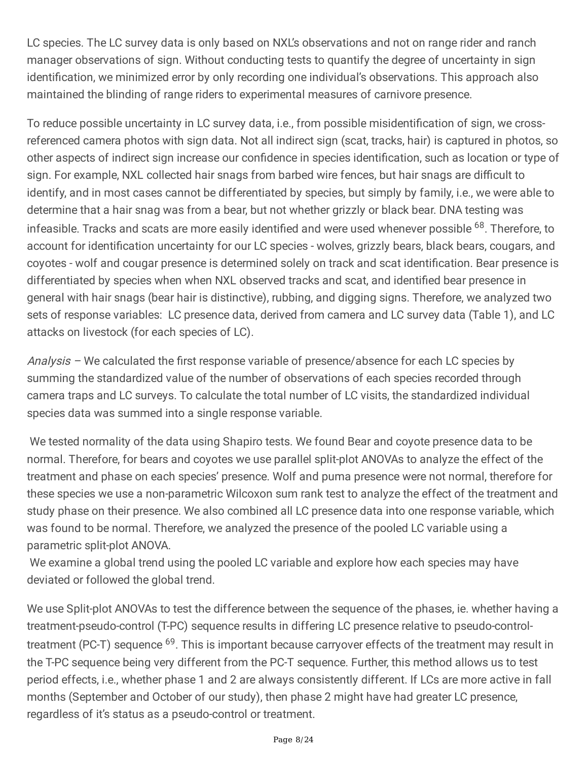LC species. The LC survey data is only based on NXL's observations and not on range rider and ranch manager observations of sign. Without conducting tests to quantify the degree of uncertainty in sign identification, we minimized error by only recording one individual's observations. This approach also maintained the blinding of range riders to experimental measures of carnivore presence.

To reduce possible uncertainty in LC survey data, i.e., from possible misidentification of sign, we cross-referenced camera photos with sign data. Not all indirect sign (scat, tracks, hair) is captured in photos, so other aspects of indirect sign increase our confidence in species identification, such as location or type of sign. For example, NXL collected hair snags from barbed wire fences, but hair snags are difficult to identify, and in most cases cannot be differentiated by species, but simply by family, i.e., we were able to determine that a hair snag was from a bear, but not whether grizzly or black bear. DNA testing was infeasible. Tracks and scats are more easily identified and were used whenever possible [68]. Therefore, to account for identification uncertainty for our LC species - wolves, grizzly bears, black bears, cougars, and coyotes - wolf and cougar presence is determined solely on track and scat identification. Bear presence is differentiated by species when when NXL observed tracks and scat, and identified bear presence in general with hair snags (bear hair is distinctive), rubbing, and digging signs. Therefore, we analyzed two sets of response variables: LC presence data, derived from camera and LC survey data (Table 1), and LC attacks on livestock (for each species of LC).

*Analysis* – We calculated the first response variable of presence/absence for each LC species by summing the standardized value of the number of observations of each species recorded through camera traps and LC surveys. To calculate the total number of LC visits, the standardized individual species data was summed into a single response variable.

We tested normality of the data using Shapiro tests. We found Bear and coyote presence data to be normal. Therefore, for bears and coyotes we use parallel split-plot ANOVAs to analyze the effect of the treatment and phase on each species' presence. Wolf and puma presence were not normal, therefore for these species we use a non-parametric Wilcoxon sum rank test to analyze the effect of the treatment and study phase on their presence. We also combined all LC presence data into one response variable, which was found to be normal. Therefore, we analyzed the presence of the pooled LC variable using a parametric split-plot ANOVA.

We examine a global trend using the pooled LC variable and explore how each species may have deviated or followed the global trend.

We use Split-plot ANOVAs to test the difference between the sequence of the phases, ie. whether having a treatment-pseudo-control (T-PC) sequence results in differing LC presence relative to pseudo-control-treatment (PC-T) sequence [69]. This is important because carryover effects of the treatment may result in the T-PC sequence being very different from the PC-T sequence. Further, this method allows us to test period effects, i.e., whether phase 1 and 2 are always consistently different. If LCs are more active in fall months (September and October of our study), then phase 2 might have had greater LC presence, regardless of it's status as a pseudo-control or treatment.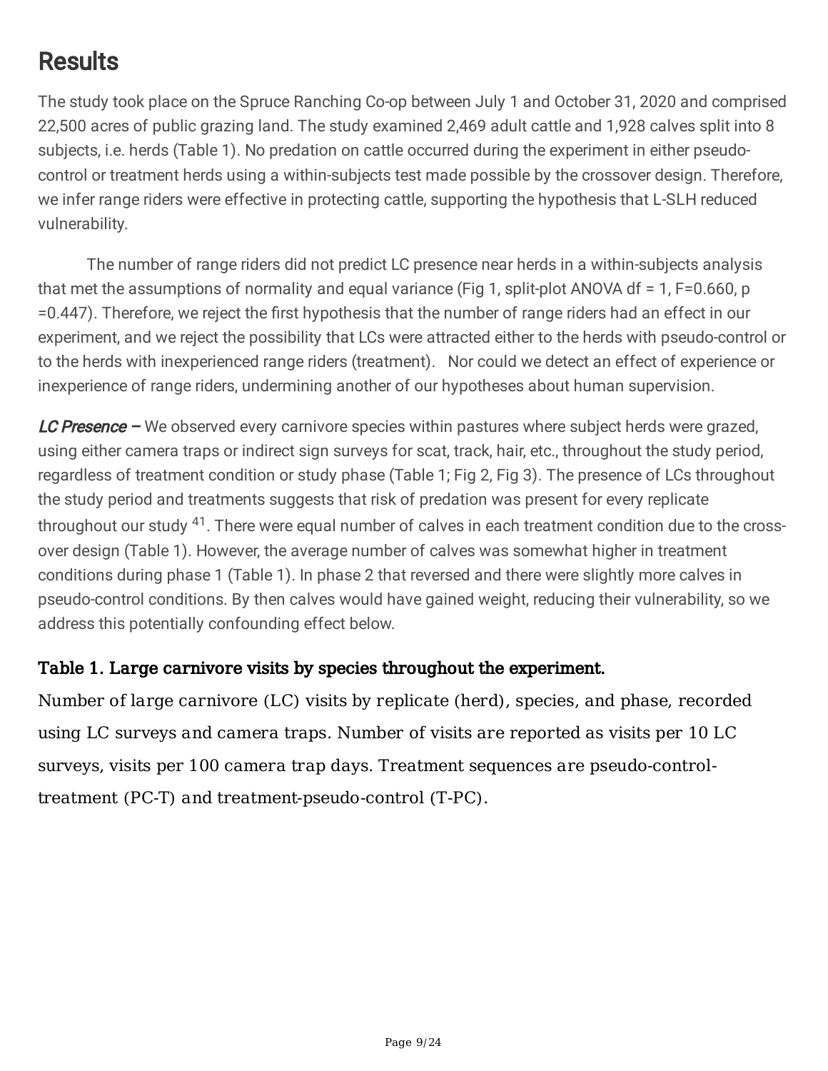# Results

The study took place on the Spruce Ranching Co-op between July 1 and October 31, 2020 and comprised 22,500 acres of public grazing land. The study examined 2,469 adult cattle and 1,928 calves split into 8 subjects, i.e. herds (Table 1). No predation on cattle occurred during the experiment in either pseudo-control or treatment herds using a within-subjects test made possible by the crossover design. Therefore, we infer range riders were effective in protecting cattle, supporting the hypothesis that L-SLH reduced vulnerability.

The number of range riders did not predict LC presence near herds in a within-subjects analysis that met the assumptions of normality and equal variance (Fig 1, split-plot ANOVA df = 1, F=0.660, p =0.447). Therefore, we reject the first hypothesis that the number of range riders had an effect in our experiment, and we reject the possibility that LCs were attracted either to the herds with pseudo-control or to the herds with inexperienced range riders (treatment). Nor could we detect an effect of experience or inexperience of range riders, undermining another of our hypotheses about human supervision.

***LC Presence –*** We observed every carnivore species within pastures where subject herds were grazed, using either camera traps or indirect sign surveys for scat, track, hair, etc., throughout the study period, regardless of treatment condition or study phase (Table 1; Fig 2, Fig 3). The presence of LCs throughout the study period and treatments suggests that risk of predation was present for every replicate throughout our study [41]. There were equal number of calves in each treatment condition due to the cross-over design (Table 1). However, the average number of calves was somewhat higher in treatment conditions during phase 1 (Table 1). In phase 2 that reversed and there were slightly more calves in pseudo-control conditions. By then calves would have gained weight, reducing their vulnerability, so we address this potentially confounding effect below.

### Table 1. Large carnivore visits by species throughout the experiment.

Number of large carnivore (LC) visits by replicate (herd), species, and phase, recorded using LC surveys and camera traps. Number of visits are reported as visits per 10 LC surveys, visits per 100 camera trap days. Treatment sequences are pseudo-control-treatment (PC-T) and treatment-pseudo-control (T-PC).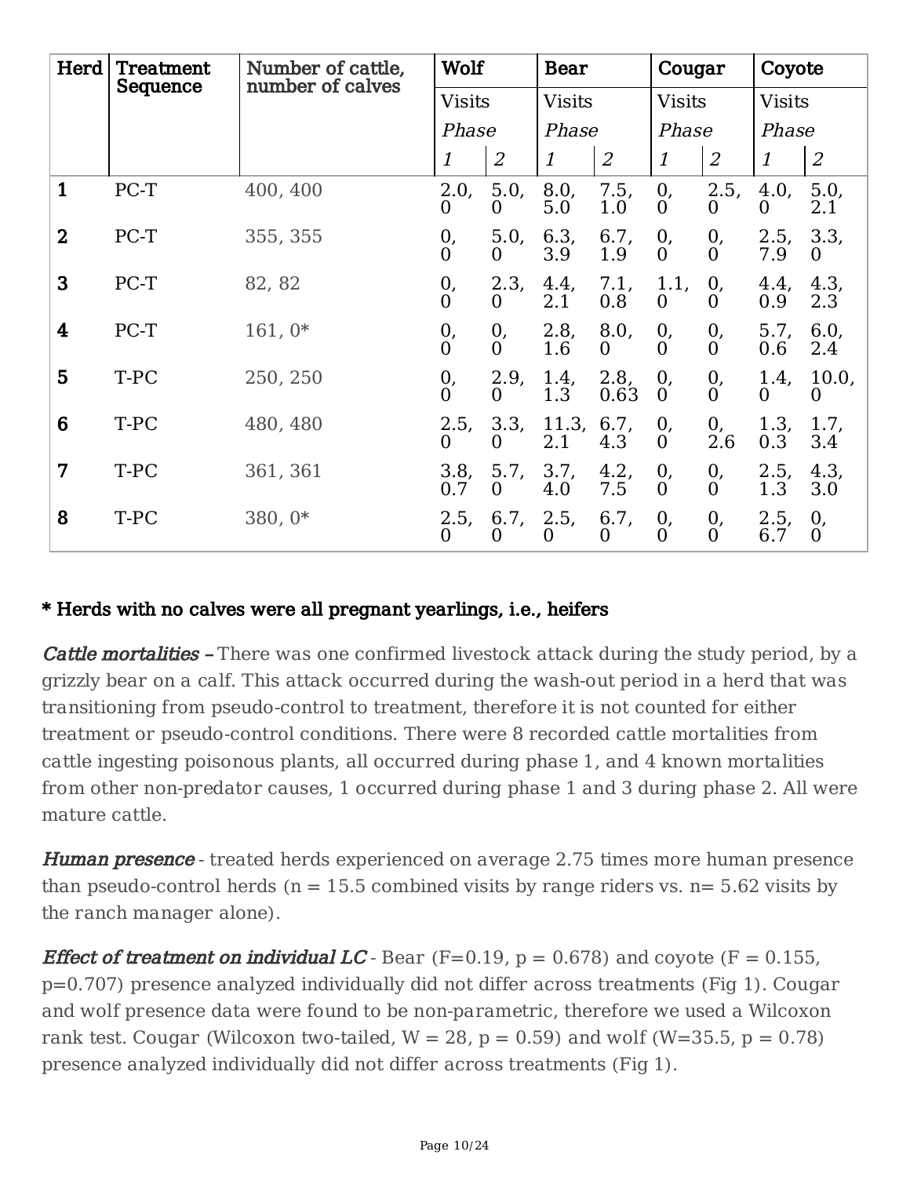| Herd | Treatment Sequence | Number of cattle, number of calves | Wolf | | Bear | | Cougar | | Coyote | |
|---|---|---|---|---|---|---|---|---|---|---|
| | | | Visits | | Visits | | Visits | | Visits | |
| | | | *Phase* | | *Phase* | | *Phase* | | *Phase* | |
| | | | *1* | *2* | *1* | *2* | *1* | *2* | *1* | *2* |
| **1** | PC-T | 400, 400 | 2.0, 0 | 5.0, 0 | 8.0, 5.0 | 7.5, 1.0 | 0, 0 | 2.5, 0 | 4.0, 0 | 5.0, 2.1 |
| **2** | PC-T | 355, 355 | 0, 0 | 5.0, 0 | 6.3, 3.9 | 6.7, 1.9 | 0, 0 | 0, 0 | 2.5, 7.9 | 3.3, 0 |
| **3** | PC-T | 82, 82 | 0, 0 | 2.3, 0 | 4.4, 2.1 | 7.1, 0.8 | 1.1, 0 | 0, 0 | 4.4, 0.9 | 4.3, 2.3 |
| **4** | PC-T | 161, 0* | 0, 0 | 0, 0 | 2.8, 1.6 | 8.0, 0 | 0, 0 | 0, 0 | 5.7, 0.6 | 6.0, 2.4 |
| **5** | T-PC | 250, 250 | 0, 0 | 2.9, 0 | 1.4, 1.3 | 2.8, 0.63 | 0, 0 | 0, 0 | 1.4, 0 | 10.0, 0 |
| **6** | T-PC | 480, 480 | 2.5, 0 | 3.3, 0 | 11.3, 2.1 | 6.7, 4.3 | 0, 0 | 0, 2.6 | 1.3, 0.3 | 1.7, 3.4 |
| **7** | T-PC | 361, 361 | 3.8, 0.7 | 5.7, 0 | 3.7, 4.0 | 4.2, 7.5 | 0, 0 | 0, 0 | 2.5, 1.3 | 4.3, 3.0 |
| **8** | T-PC | 380, 0* | 2.5, 0 | 6.7, 0 | 2.5, 0 | 6.7, 0 | 0, 0 | 0, 0 | 2.5, 6.7 | 0, 0 |

**\* Herds with no calves were all pregnant yearlings, i.e., heifers**

***Cattle mortalities*** – There was one confirmed livestock attack during the study period, by a grizzly bear on a calf. This attack occurred during the wash-out period in a herd that was transitioning from pseudo-control to treatment, therefore it is not counted for either treatment or pseudo-control conditions. There were 8 recorded cattle mortalities from cattle ingesting poisonous plants, all occurred during phase 1, and 4 known mortalities from other non-predator causes, 1 occurred during phase 1 and 3 during phase 2. All were mature cattle.

***Human presence*** - treated herds experienced on average 2.75 times more human presence than pseudo-control herds ($n = 15.5$ combined visits by range riders vs. $n = 5.62$ visits by the ranch manager alone).

***Effect of treatment on individual LC*** - Bear ($F=0.19$, $p = 0.678$) and coyote ($F = 0.155$, $p=0.707$) presence analyzed individually did not differ across treatments (Fig 1). Cougar and wolf presence data were found to be non-parametric, therefore we used a Wilcoxon rank test. Cougar (Wilcoxon two-tailed, $W = 28$, $p = 0.59$) and wolf ($W=35.5$, $p = 0.78$) presence analyzed individually did not differ across treatments (Fig 1).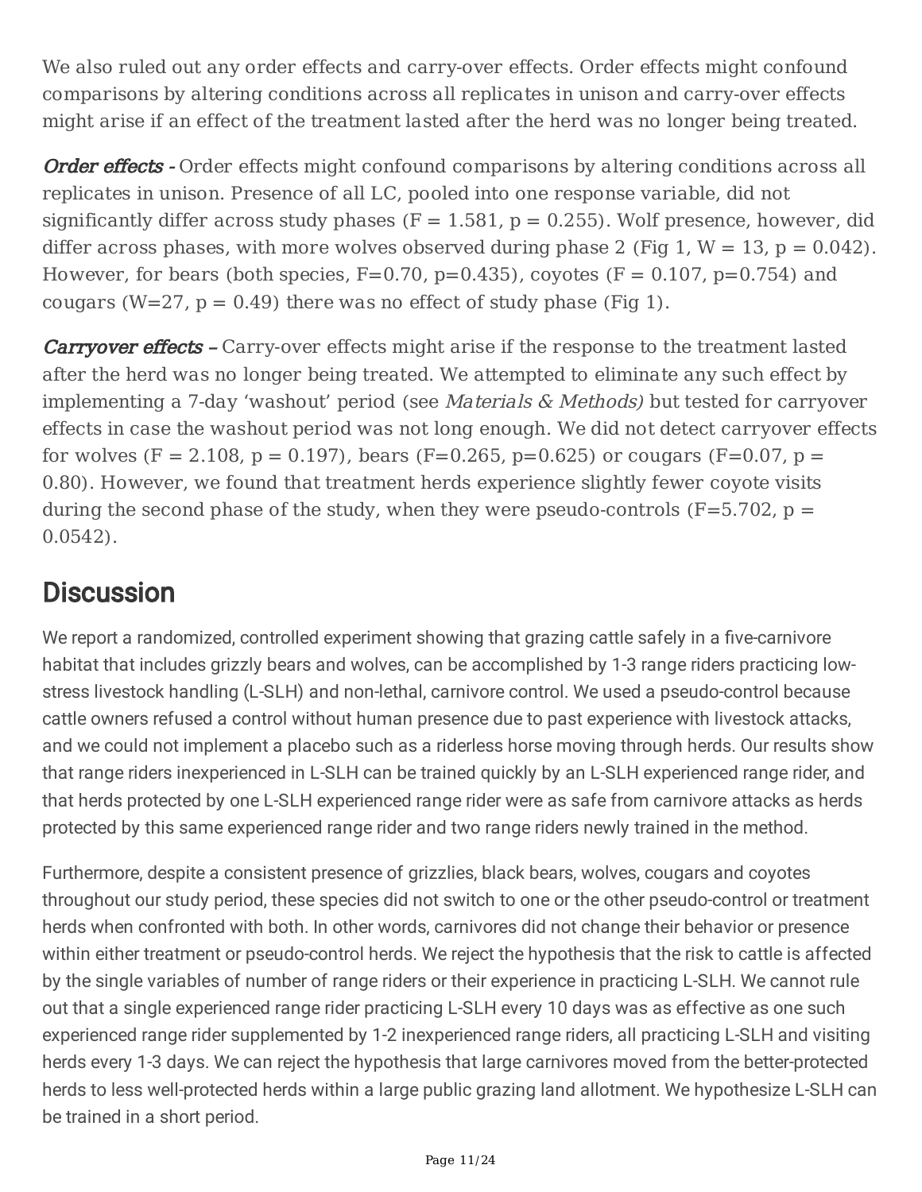We also ruled out any order effects and carry-over effects. Order effects might confound comparisons by altering conditions across all replicates in unison and carry-over effects might arise if an effect of the treatment lasted after the herd was no longer being treated.

***Order effects -*** Order effects might confound comparisons by altering conditions across all replicates in unison. Presence of all LC, pooled into one response variable, did not significantly differ across study phases ($F = 1.581$, $p = 0.255$). Wolf presence, however, did differ across phases, with more wolves observed during phase 2 (Fig 1, $W = 13$, $p = 0.042$). However, for bears (both species, $F=0.70$, $p=0.435$), coyotes ($F = 0.107$, $p=0.754$) and cougars ($W=27$, $p = 0.49$) there was no effect of study phase (Fig 1).

***Carryover effects –*** Carry-over effects might arise if the response to the treatment lasted after the herd was no longer being treated. We attempted to eliminate any such effect by implementing a 7-day 'washout' period (see *Materials & Methods)* but tested for carryover effects in case the washout period was not long enough. We did not detect carryover effects for wolves ($F = 2.108$, $p = 0.197$), bears ($F=0.265$, $p=0.625$) or cougars ($F=0.07$, $p = 0.80$). However, we found that treatment herds experience slightly fewer coyote visits during the second phase of the study, when they were pseudo-controls ($F=5.702$, $p = 0.0542$).

## Discussion

We report a randomized, controlled experiment showing that grazing cattle safely in a five-carnivore habitat that includes grizzly bears and wolves, can be accomplished by 1-3 range riders practicing low-stress livestock handling (L-SLH) and non-lethal, carnivore control. We used a pseudo-control because cattle owners refused a control without human presence due to past experience with livestock attacks, and we could not implement a placebo such as a riderless horse moving through herds. Our results show that range riders inexperienced in L-SLH can be trained quickly by an L-SLH experienced range rider, and that herds protected by one L-SLH experienced range rider were as safe from carnivore attacks as herds protected by this same experienced range rider and two range riders newly trained in the method.

Furthermore, despite a consistent presence of grizzlies, black bears, wolves, cougars and coyotes throughout our study period, these species did not switch to one or the other pseudo-control or treatment herds when confronted with both. In other words, carnivores did not change their behavior or presence within either treatment or pseudo-control herds. We reject the hypothesis that the risk to cattle is affected by the single variables of number of range riders or their experience in practicing L-SLH. We cannot rule out that a single experienced range rider practicing L-SLH every 10 days was as effective as one such experienced range rider supplemented by 1-2 inexperienced range riders, all practicing L-SLH and visiting herds every 1-3 days. We can reject the hypothesis that large carnivores moved from the better-protected herds to less well-protected herds within a large public grazing land allotment. We hypothesize L-SLH can be trained in a short period.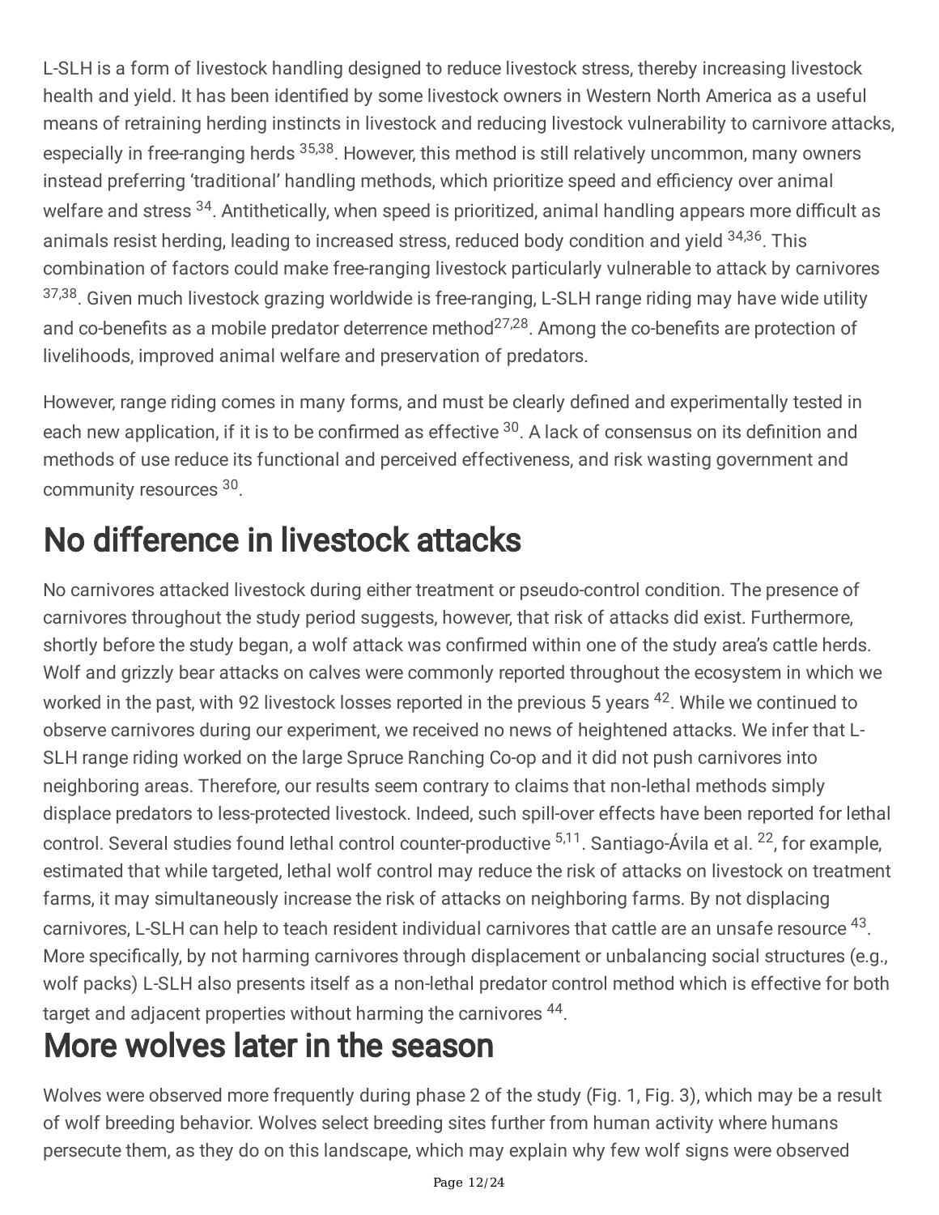L-SLH is a form of livestock handling designed to reduce livestock stress, thereby increasing livestock health and yield. It has been identified by some livestock owners in Western North America as a useful means of retraining herding instincts in livestock and reducing livestock vulnerability to carnivore attacks, especially in free-ranging herds [35,38]. However, this method is still relatively uncommon, many owners instead preferring 'traditional' handling methods, which prioritize speed and efficiency over animal welfare and stress [34]. Antithetically, when speed is prioritized, animal handling appears more difficult as animals resist herding, leading to increased stress, reduced body condition and yield [34,36]. This combination of factors could make free-ranging livestock particularly vulnerable to attack by carnivores [37,38]. Given much livestock grazing worldwide is free-ranging, L-SLH range riding may have wide utility and co-benefits as a mobile predator deterrence method[27,28]. Among the co-benefits are protection of livelihoods, improved animal welfare and preservation of predators.

However, range riding comes in many forms, and must be clearly defined and experimentally tested in each new application, if it is to be confirmed as effective [30]. A lack of consensus on its definition and methods of use reduce its functional and perceived effectiveness, and risk wasting government and community resources [30].

# No difference in livestock attacks

No carnivores attacked livestock during either treatment or pseudo-control condition. The presence of carnivores throughout the study period suggests, however, that risk of attacks did exist. Furthermore, shortly before the study began, a wolf attack was confirmed within one of the study area's cattle herds. Wolf and grizzly bear attacks on calves were commonly reported throughout the ecosystem in which we worked in the past, with 92 livestock losses reported in the previous 5 years [42]. While we continued to observe carnivores during our experiment, we received no news of heightened attacks. We infer that L-SLH range riding worked on the large Spruce Ranching Co-op and it did not push carnivores into neighboring areas. Therefore, our results seem contrary to claims that non-lethal methods simply displace predators to less-protected livestock. Indeed, such spill-over effects have been reported for lethal control. Several studies found lethal control counter-productive [5,11]. Santiago-Ávila et al. [22], for example, estimated that while targeted, lethal wolf control may reduce the risk of attacks on livestock on treatment farms, it may simultaneously increase the risk of attacks on neighboring farms. By not displacing carnivores, L-SLH can help to teach resident individual carnivores that cattle are an unsafe resource [43]. More specifically, by not harming carnivores through displacement or unbalancing social structures (e.g., wolf packs) L-SLH also presents itself as a non-lethal predator control method which is effective for both target and adjacent properties without harming the carnivores [44].

# More wolves later in the season

Wolves were observed more frequently during phase 2 of the study (Fig. 1, Fig. 3), which may be a result of wolf breeding behavior. Wolves select breeding sites further from human activity where humans persecute them, as they do on this landscape, which may explain why few wolf signs were observed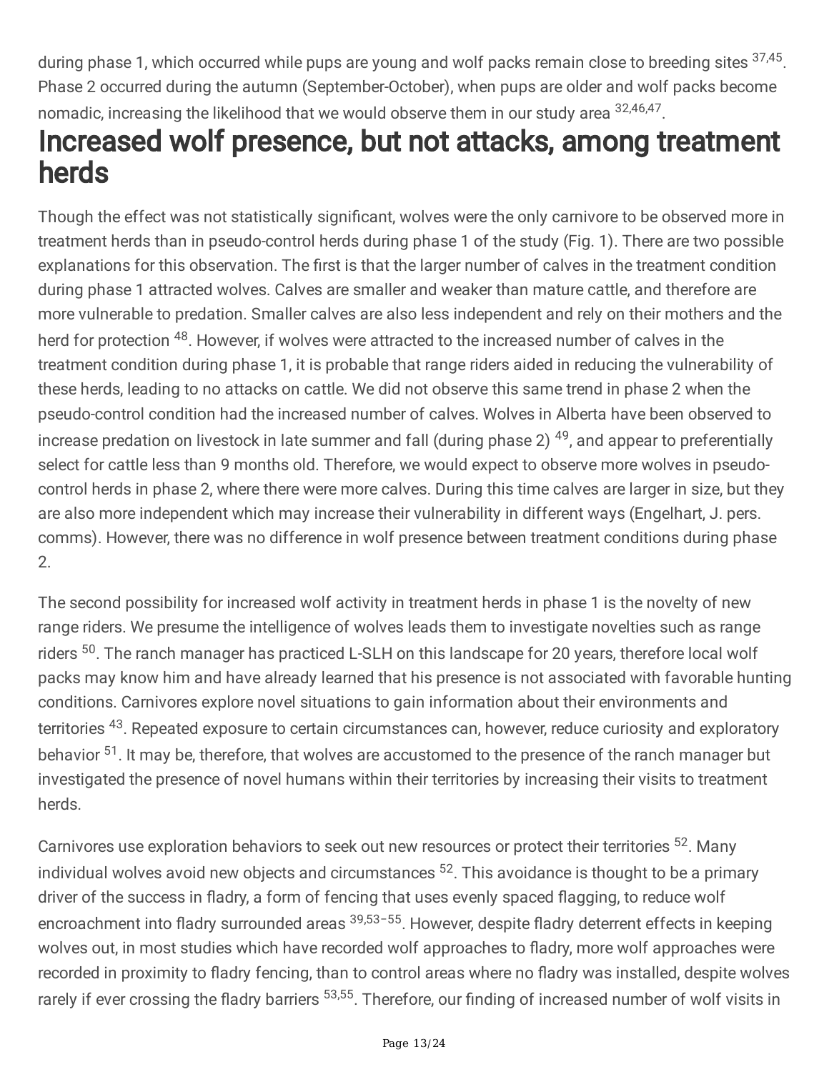during phase 1, which occurred while pups are young and wolf packs remain close to breeding sites [37,45]. Phase 2 occurred during the autumn (September-October), when pups are older and wolf packs become nomadic, increasing the likelihood that we would observe them in our study area [32,46,47].

# Increased wolf presence, but not attacks, among treatment herds

Though the effect was not statistically significant, wolves were the only carnivore to be observed more in treatment herds than in pseudo-control herds during phase 1 of the study (Fig. 1). There are two possible explanations for this observation. The first is that the larger number of calves in the treatment condition during phase 1 attracted wolves. Calves are smaller and weaker than mature cattle, and therefore are more vulnerable to predation. Smaller calves are also less independent and rely on their mothers and the herd for protection [48]. However, if wolves were attracted to the increased number of calves in the treatment condition during phase 1, it is probable that range riders aided in reducing the vulnerability of these herds, leading to no attacks on cattle. We did not observe this same trend in phase 2 when the pseudo-control condition had the increased number of calves. Wolves in Alberta have been observed to increase predation on livestock in late summer and fall (during phase 2) [49], and appear to preferentially select for cattle less than 9 months old. Therefore, we would expect to observe more wolves in pseudo-control herds in phase 2, where there were more calves. During this time calves are larger in size, but they are also more independent which may increase their vulnerability in different ways (Engelhart, J. pers. comms). However, there was no difference in wolf presence between treatment conditions during phase 2.

The second possibility for increased wolf activity in treatment herds in phase 1 is the novelty of new range riders. We presume the intelligence of wolves leads them to investigate novelties such as range riders [50]. The ranch manager has practiced L-SLH on this landscape for 20 years, therefore local wolf packs may know him and have already learned that his presence is not associated with favorable hunting conditions. Carnivores explore novel situations to gain information about their environments and territories [43]. Repeated exposure to certain circumstances can, however, reduce curiosity and exploratory behavior [51]. It may be, therefore, that wolves are accustomed to the presence of the ranch manager but investigated the presence of novel humans within their territories by increasing their visits to treatment herds.

Carnivores use exploration behaviors to seek out new resources or protect their territories [52]. Many individual wolves avoid new objects and circumstances [52]. This avoidance is thought to be a primary driver of the success in fladry, a form of fencing that uses evenly spaced flagging, to reduce wolf encroachment into fladry surrounded areas [39,53–55]. However, despite fladry deterrent effects in keeping wolves out, in most studies which have recorded wolf approaches to fladry, more wolf approaches were recorded in proximity to fladry fencing, than to control areas where no fladry was installed, despite wolves rarely if ever crossing the fladry barriers [53,55]. Therefore, our finding of increased number of wolf visits in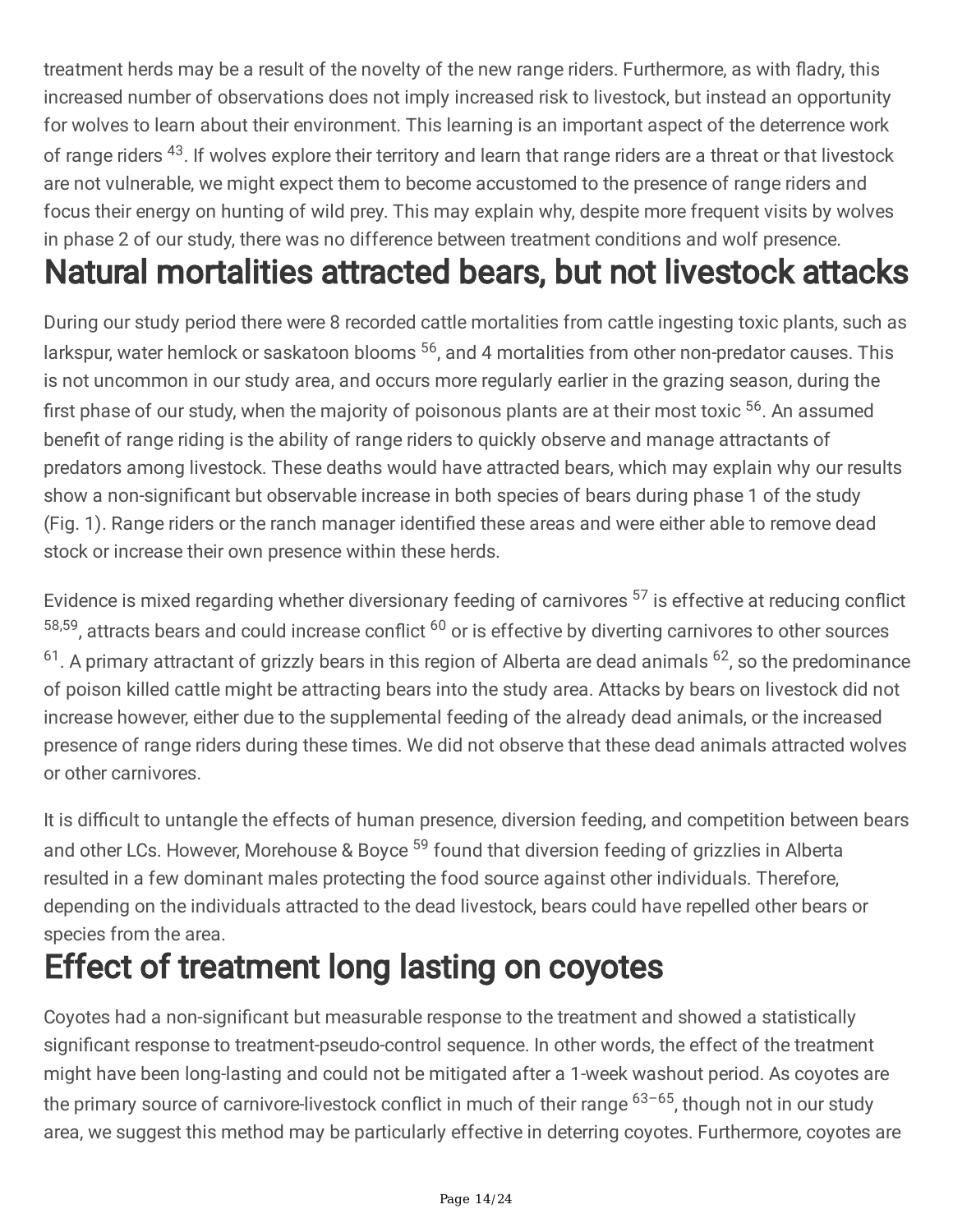treatment herds may be a result of the novelty of the new range riders. Furthermore, as with fladry, this increased number of observations does not imply increased risk to livestock, but instead an opportunity for wolves to learn about their environment. This learning is an important aspect of the deterrence work of range riders [43]. If wolves explore their territory and learn that range riders are a threat or that livestock are not vulnerable, we might expect them to become accustomed to the presence of range riders and focus their energy on hunting of wild prey. This may explain why, despite more frequent visits by wolves in phase 2 of our study, there was no difference between treatment conditions and wolf presence.

# Natural mortalities attracted bears, but not livestock attacks

During our study period there were 8 recorded cattle mortalities from cattle ingesting toxic plants, such as larkspur, water hemlock or saskatoon blooms [56], and 4 mortalities from other non-predator causes. This is not uncommon in our study area, and occurs more regularly earlier in the grazing season, during the first phase of our study, when the majority of poisonous plants are at their most toxic [56]. An assumed benefit of range riding is the ability of range riders to quickly observe and manage attractants of predators among livestock. These deaths would have attracted bears, which may explain why our results show a non-significant but observable increase in both species of bears during phase 1 of the study (Fig. 1). Range riders or the ranch manager identified these areas and were either able to remove dead stock or increase their own presence within these herds.

Evidence is mixed regarding whether diversionary feeding of carnivores [57] is effective at reducing conflict [58,59], attracts bears and could increase conflict [60] or is effective by diverting carnivores to other sources [61]. A primary attractant of grizzly bears in this region of Alberta are dead animals [62], so the predominance of poison killed cattle might be attracting bears into the study area. Attacks by bears on livestock did not increase however, either due to the supplemental feeding of the already dead animals, or the increased presence of range riders during these times. We did not observe that these dead animals attracted wolves or other carnivores.

It is difficult to untangle the effects of human presence, diversion feeding, and competition between bears and other LCs. However, Morehouse & Boyce [59] found that diversion feeding of grizzlies in Alberta resulted in a few dominant males protecting the food source against other individuals. Therefore, depending on the individuals attracted to the dead livestock, bears could have repelled other bears or species from the area.

# Effect of treatment long lasting on coyotes

Coyotes had a non-significant but measurable response to the treatment and showed a statistically significant response to treatment-pseudo-control sequence. In other words, the effect of the treatment might have been long-lasting and could not be mitigated after a 1-week washout period. As coyotes are the primary source of carnivore-livestock conflict in much of their range [63–65], though not in our study area, we suggest this method may be particularly effective in deterring coyotes. Furthermore, coyotes are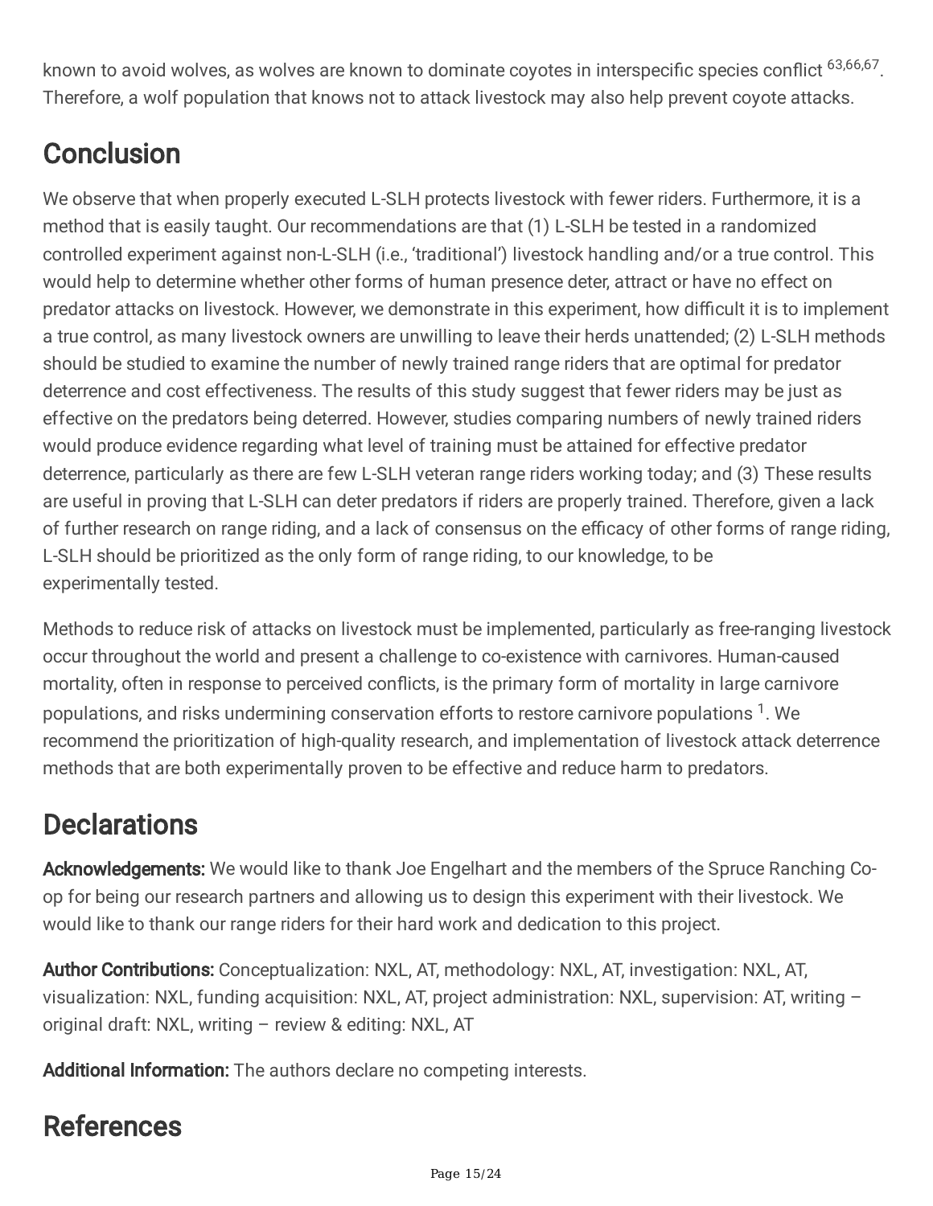known to avoid wolves, as wolves are known to dominate coyotes in interspecific species conflict [63,66,67]. Therefore, a wolf population that knows not to attack livestock may also help prevent coyote attacks.

# Conclusion

We observe that when properly executed L-SLH protects livestock with fewer riders. Furthermore, it is a method that is easily taught. Our recommendations are that (1) L-SLH be tested in a randomized controlled experiment against non-L-SLH (i.e., 'traditional') livestock handling and/or a true control. This would help to determine whether other forms of human presence deter, attract or have no effect on predator attacks on livestock. However, we demonstrate in this experiment, how difficult it is to implement a true control, as many livestock owners are unwilling to leave their herds unattended; (2) L-SLH methods should be studied to examine the number of newly trained range riders that are optimal for predator deterrence and cost effectiveness. The results of this study suggest that fewer riders may be just as effective on the predators being deterred. However, studies comparing numbers of newly trained riders would produce evidence regarding what level of training must be attained for effective predator deterrence, particularly as there are few L-SLH veteran range riders working today; and (3) These results are useful in proving that L-SLH can deter predators if riders are properly trained. Therefore, given a lack of further research on range riding, and a lack of consensus on the efficacy of other forms of range riding, L-SLH should be prioritized as the only form of range riding, to our knowledge, to be experimentally tested.

Methods to reduce risk of attacks on livestock must be implemented, particularly as free-ranging livestock occur throughout the world and present a challenge to co-existence with carnivores. Human-caused mortality, often in response to perceived conflicts, is the primary form of mortality in large carnivore populations, and risks undermining conservation efforts to restore carnivore populations [1]. We recommend the prioritization of high-quality research, and implementation of livestock attack deterrence methods that are both experimentally proven to be effective and reduce harm to predators.

# Declarations

**Acknowledgements:** We would like to thank Joe Engelhart and the members of the Spruce Ranching Co-op for being our research partners and allowing us to design this experiment with their livestock. We would like to thank our range riders for their hard work and dedication to this project.

**Author Contributions:** Conceptualization: NXL, AT, methodology: NXL, AT, investigation: NXL, AT, visualization: NXL, funding acquisition: NXL, AT, project administration: NXL, supervision: AT, writing – original draft: NXL, writing – review & editing: NXL, AT

**Additional Information:** The authors declare no competing interests.

# References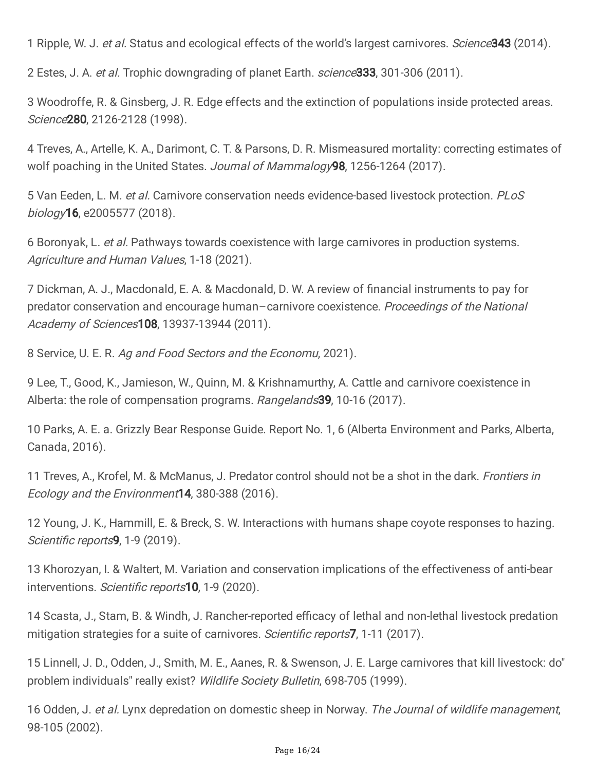1 Ripple, W. J. *et al.* Status and ecological effects of the world's largest carnivores. *Science***343** (2014).

2 Estes, J. A. *et al.* Trophic downgrading of planet Earth. *science***333**, 301-306 (2011).

3 Woodroffe, R. & Ginsberg, J. R. Edge effects and the extinction of populations inside protected areas. *Science***280**, 2126-2128 (1998).

4 Treves, A., Artelle, K. A., Darimont, C. T. & Parsons, D. R. Mismeasured mortality: correcting estimates of wolf poaching in the United States. *Journal of Mammalogy***98**, 1256-1264 (2017).

5 Van Eeden, L. M. *et al.* Carnivore conservation needs evidence-based livestock protection. *PLoS biology***16**, e2005577 (2018).

6 Boronyak, L. *et al.* Pathways towards coexistence with large carnivores in production systems. *Agriculture and Human Values*, 1-18 (2021).

7 Dickman, A. J., Macdonald, E. A. & Macdonald, D. W. A review of financial instruments to pay for predator conservation and encourage human–carnivore coexistence. *Proceedings of the National Academy of Sciences***108**, 13937-13944 (2011).

8 Service, U. E. R. *Ag and Food Sectors and the Economu*, 2021).

9 Lee, T., Good, K., Jamieson, W., Quinn, M. & Krishnamurthy, A. Cattle and carnivore coexistence in Alberta: the role of compensation programs. *Rangelands***39**, 10-16 (2017).

10 Parks, A. E. a. Grizzly Bear Response Guide. Report No. 1, 6 (Alberta Environment and Parks, Alberta, Canada, 2016).

11 Treves, A., Krofel, M. & McManus, J. Predator control should not be a shot in the dark. *Frontiers in Ecology and the Environment***14**, 380-388 (2016).

12 Young, J. K., Hammill, E. & Breck, S. W. Interactions with humans shape coyote responses to hazing. *Scientific reports***9**, 1-9 (2019).

13 Khorozyan, I. & Waltert, M. Variation and conservation implications of the effectiveness of anti-bear interventions. *Scientific reports***10**, 1-9 (2020).

14 Scasta, J., Stam, B. & Windh, J. Rancher-reported efficacy of lethal and non-lethal livestock predation mitigation strategies for a suite of carnivores. *Scientific reports***7**, 1-11 (2017).

15 Linnell, J. D., Odden, J., Smith, M. E., Aanes, R. & Swenson, J. E. Large carnivores that kill livestock: do" problem individuals" really exist? *Wildlife Society Bulletin*, 698-705 (1999).

16 Odden, J. *et al.* Lynx depredation on domestic sheep in Norway. *The Journal of wildlife management*, 98-105 (2002).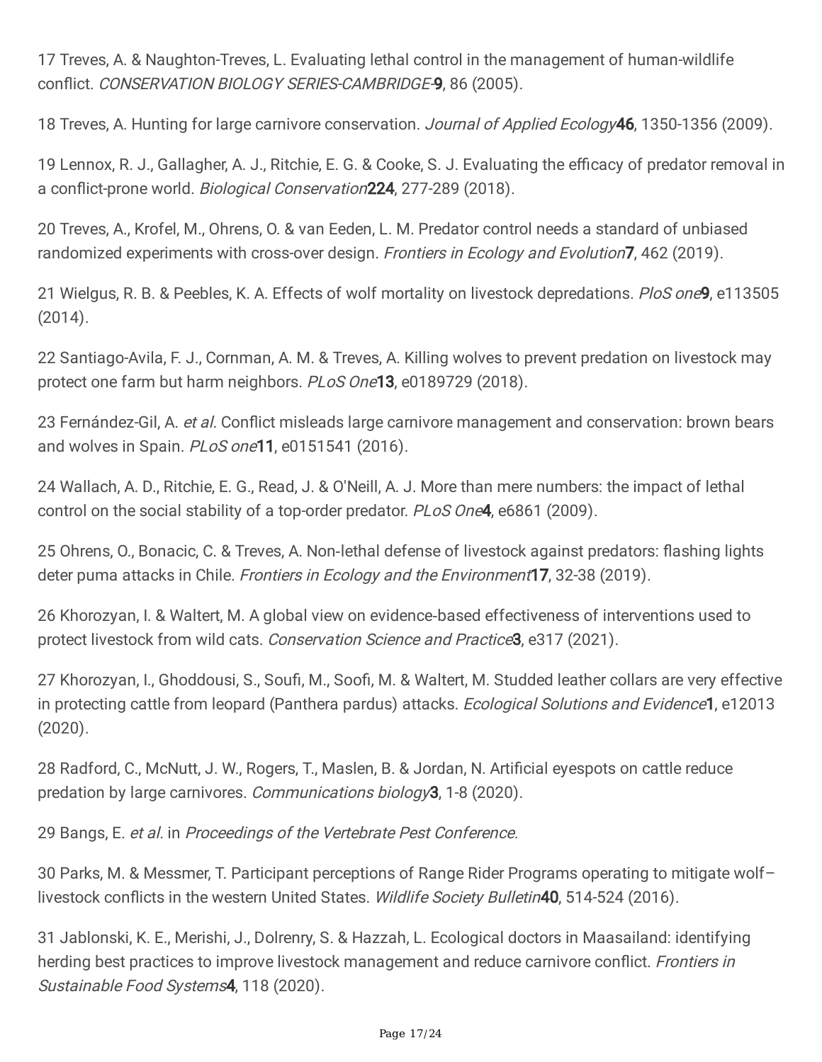17 Treves, A. & Naughton-Treves, L. Evaluating lethal control in the management of human-wildlife conflict. *CONSERVATION BIOLOGY SERIES-CAMBRIDGE-* **9**, 86 (2005).

18 Treves, A. Hunting for large carnivore conservation. *Journal of Applied Ecology* **46**, 1350-1356 (2009).

19 Lennox, R. J., Gallagher, A. J., Ritchie, E. G. & Cooke, S. J. Evaluating the efficacy of predator removal in a conflict-prone world. *Biological Conservation* **224**, 277-289 (2018).

20 Treves, A., Krofel, M., Ohrens, O. & van Eeden, L. M. Predator control needs a standard of unbiased randomized experiments with cross-over design. *Frontiers in Ecology and Evolution* **7**, 462 (2019).

21 Wielgus, R. B. & Peebles, K. A. Effects of wolf mortality on livestock depredations. *PloS one* **9**, e113505 (2014).

22 Santiago-Avila, F. J., Cornman, A. M. & Treves, A. Killing wolves to prevent predation on livestock may protect one farm but harm neighbors. *PLoS One* **13**, e0189729 (2018).

23 Fernández-Gil, A. *et al.* Conflict misleads large carnivore management and conservation: brown bears and wolves in Spain. *PLoS one* **11**, e0151541 (2016).

24 Wallach, A. D., Ritchie, E. G., Read, J. & O'Neill, A. J. More than mere numbers: the impact of lethal control on the social stability of a top-order predator. *PLoS One* **4**, e6861 (2009).

25 Ohrens, O., Bonacic, C. & Treves, A. Non-lethal defense of livestock against predators: flashing lights deter puma attacks in Chile. *Frontiers in Ecology and the Environment* **17**, 32-38 (2019).

26 Khorozyan, I. & Waltert, M. A global view on evidence-based effectiveness of interventions used to protect livestock from wild cats. *Conservation Science and Practice* **3**, e317 (2021).

27 Khorozyan, I., Ghoddousi, S., Soufi, M., Soofi, M. & Waltert, M. Studded leather collars are very effective in protecting cattle from leopard (Panthera pardus) attacks. *Ecological Solutions and Evidence* **1**, e12013 (2020).

28 Radford, C., McNutt, J. W., Rogers, T., Maslen, B. & Jordan, N. Artificial eyespots on cattle reduce predation by large carnivores. *Communications biology* **3**, 1-8 (2020).

29 Bangs, E. *et al.* in *Proceedings of the Vertebrate Pest Conference.*

30 Parks, M. & Messmer, T. Participant perceptions of Range Rider Programs operating to mitigate wolf–livestock conflicts in the western United States. *Wildlife Society Bulletin* **40**, 514-524 (2016).

31 Jablonski, K. E., Merishi, J., Dolrenry, S. & Hazzah, L. Ecological doctors in Maasailand: identifying herding best practices to improve livestock management and reduce carnivore conflict. *Frontiers in Sustainable Food Systems* **4**, 118 (2020).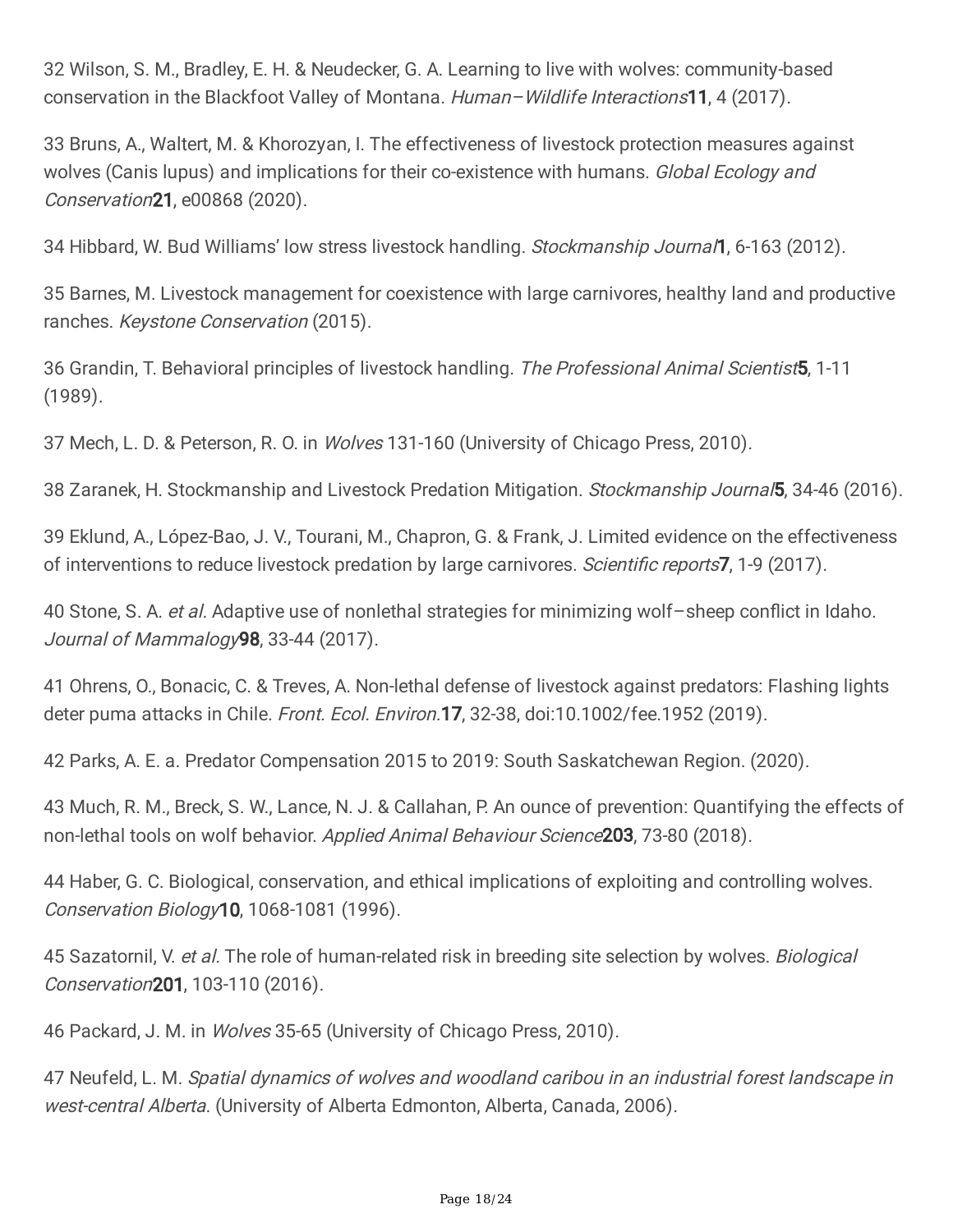32 Wilson, S. M., Bradley, E. H. & Neudecker, G. A. Learning to live with wolves: community-based conservation in the Blackfoot Valley of Montana. *Human–Wildlife Interactions* **11**, 4 (2017).

33 Bruns, A., Waltert, M. & Khorozyan, I. The effectiveness of livestock protection measures against wolves (Canis lupus) and implications for their co-existence with humans. *Global Ecology and Conservation* **21**, e00868 (2020).

34 Hibbard, W. Bud Williams' low stress livestock handling. *Stockmanship Journal* **1**, 6-163 (2012).

35 Barnes, M. Livestock management for coexistence with large carnivores, healthy land and productive ranches. *Keystone Conservation* (2015).

36 Grandin, T. Behavioral principles of livestock handling. *The Professional Animal Scientist* **5**, 1-11 (1989).

37 Mech, L. D. & Peterson, R. O. in *Wolves* 131-160 (University of Chicago Press, 2010).

38 Zaranek, H. Stockmanship and Livestock Predation Mitigation. *Stockmanship Journal* **5**, 34-46 (2016).

39 Eklund, A., López-Bao, J. V., Tourani, M., Chapron, G. & Frank, J. Limited evidence on the effectiveness of interventions to reduce livestock predation by large carnivores. *Scientific reports* **7**, 1-9 (2017).

40 Stone, S. A. *et al.* Adaptive use of nonlethal strategies for minimizing wolf–sheep conflict in Idaho. *Journal of Mammalogy* **98**, 33-44 (2017).

41 Ohrens, O., Bonacic, C. & Treves, A. Non-lethal defense of livestock against predators: Flashing lights deter puma attacks in Chile. *Front. Ecol. Environ.* **17**, 32-38, doi:10.1002/fee.1952 (2019).

42 Parks, A. E. a. Predator Compensation 2015 to 2019: South Saskatchewan Region. (2020).

43 Much, R. M., Breck, S. W., Lance, N. J. & Callahan, P. An ounce of prevention: Quantifying the effects of non-lethal tools on wolf behavior. *Applied Animal Behaviour Science* **203**, 73-80 (2018).

44 Haber, G. C. Biological, conservation, and ethical implications of exploiting and controlling wolves. *Conservation Biology* **10**, 1068-1081 (1996).

45 Sazatornil, V. *et al.* The role of human-related risk in breeding site selection by wolves. *Biological Conservation* **201**, 103-110 (2016).

46 Packard, J. M. in *Wolves* 35-65 (University of Chicago Press, 2010).

47 Neufeld, L. M. *Spatial dynamics of wolves and woodland caribou in an industrial forest landscape in west-central Alberta*. (University of Alberta Edmonton, Alberta, Canada, 2006).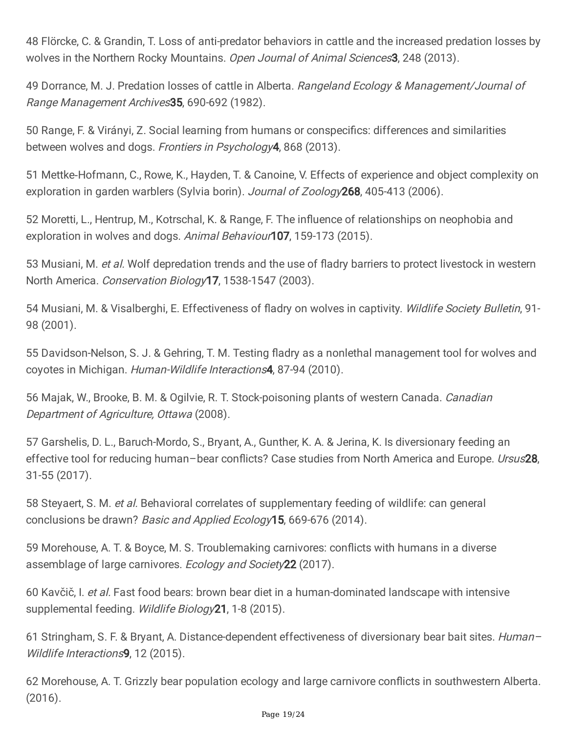48 Flörcke, C. & Grandin, T. Loss of anti-predator behaviors in cattle and the increased predation losses by wolves in the Northern Rocky Mountains. *Open Journal of Animal Sciences* **3**, 248 (2013).

49 Dorrance, M. J. Predation losses of cattle in Alberta. *Rangeland Ecology & Management/Journal of Range Management Archives* **35**, 690-692 (1982).

50 Range, F. & Virányi, Z. Social learning from humans or conspecifics: differences and similarities between wolves and dogs. *Frontiers in Psychology* **4**, 868 (2013).

51 Mettke-Hofmann, C., Rowe, K., Hayden, T. & Canoine, V. Effects of experience and object complexity on exploration in garden warblers (Sylvia borin). *Journal of Zoology* **268**, 405-413 (2006).

52 Moretti, L., Hentrup, M., Kotrschal, K. & Range, F. The influence of relationships on neophobia and exploration in wolves and dogs. *Animal Behaviour* **107**, 159-173 (2015).

53 Musiani, M. *et al.* Wolf depredation trends and the use of fladry barriers to protect livestock in western North America. *Conservation Biology* **17**, 1538-1547 (2003).

54 Musiani, M. & Visalberghi, E. Effectiveness of fladry on wolves in captivity. *Wildlife Society Bulletin*, 91-98 (2001).

55 Davidson-Nelson, S. J. & Gehring, T. M. Testing fladry as a nonlethal management tool for wolves and coyotes in Michigan. *Human-Wildlife Interactions* **4**, 87-94 (2010).

56 Majak, W., Brooke, B. M. & Ogilvie, R. T. Stock-poisoning plants of western Canada. *Canadian Department of Agriculture, Ottawa* (2008).

57 Garshelis, D. L., Baruch-Mordo, S., Bryant, A., Gunther, K. A. & Jerina, K. Is diversionary feeding an effective tool for reducing human–bear conflicts? Case studies from North America and Europe. *Ursus* **28**, 31-55 (2017).

58 Steyaert, S. M. *et al.* Behavioral correlates of supplementary feeding of wildlife: can general conclusions be drawn? *Basic and Applied Ecology* **15**, 669-676 (2014).

59 Morehouse, A. T. & Boyce, M. S. Troublemaking carnivores: conflicts with humans in a diverse assemblage of large carnivores. *Ecology and Society* **22** (2017).

60 Kavčič, I. *et al.* Fast food bears: brown bear diet in a human-dominated landscape with intensive supplemental feeding. *Wildlife Biology* **21**, 1-8 (2015).

61 Stringham, S. F. & Bryant, A. Distance-dependent effectiveness of diversionary bear bait sites. *Human–Wildlife Interactions* **9**, 12 (2015).

62 Morehouse, A. T. Grizzly bear population ecology and large carnivore conflicts in southwestern Alberta. (2016).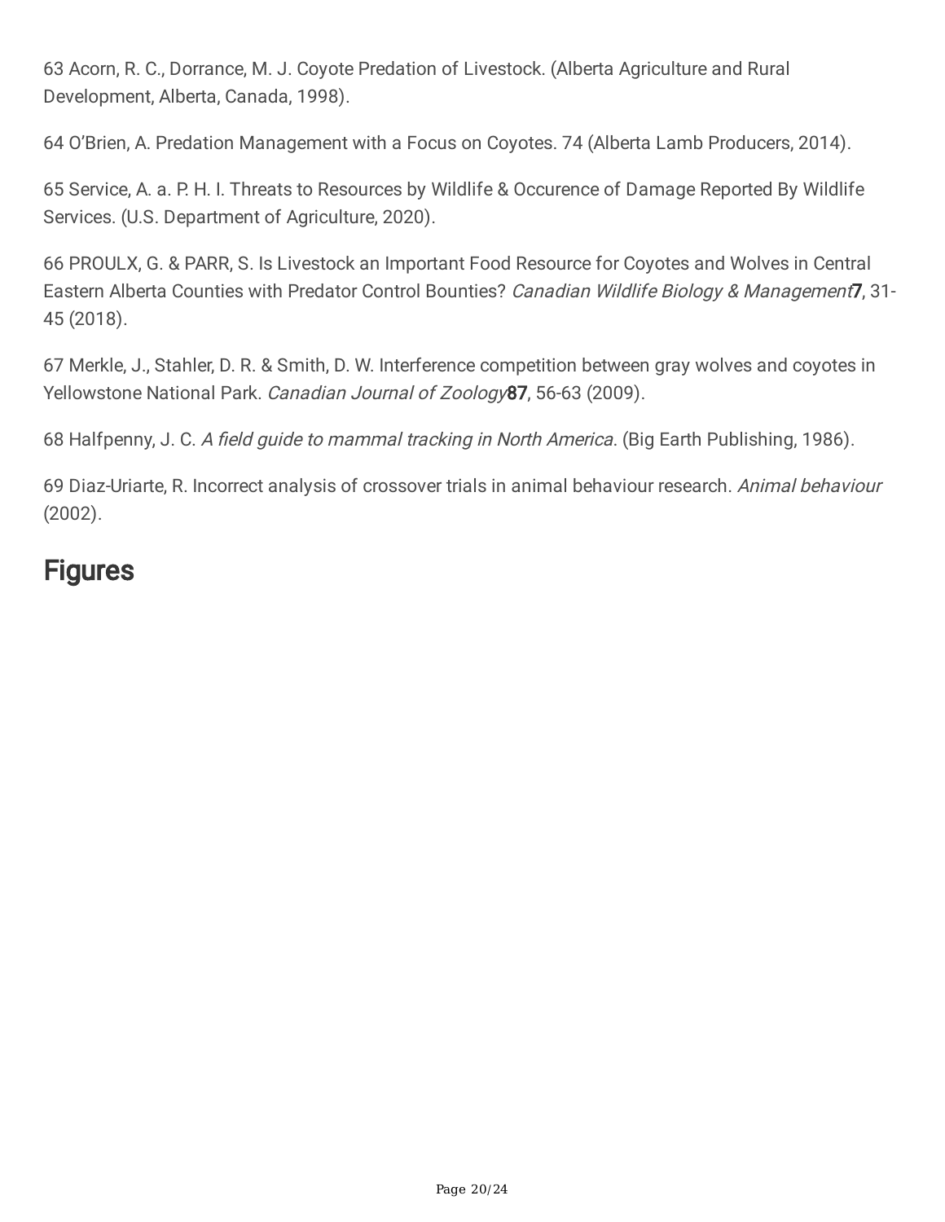63 Acorn, R. C., Dorrance, M. J. Coyote Predation of Livestock. (Alberta Agriculture and Rural Development, Alberta, Canada, 1998).

64 O'Brien, A. Predation Management with a Focus on Coyotes. 74 (Alberta Lamb Producers, 2014).

65 Service, A. a. P. H. I. Threats to Resources by Wildlife & Occurence of Damage Reported By Wildlife Services. (U.S. Department of Agriculture, 2020).

66 PROULX, G. & PARR, S. Is Livestock an Important Food Resource for Coyotes and Wolves in Central Eastern Alberta Counties with Predator Control Bounties? *Canadian Wildlife Biology & Management* **7**, 31-45 (2018).

67 Merkle, J., Stahler, D. R. & Smith, D. W. Interference competition between gray wolves and coyotes in Yellowstone National Park. *Canadian Journal of Zoology* **87**, 56-63 (2009).

68 Halfpenny, J. C. *A field guide to mammal tracking in North America*. (Big Earth Publishing, 1986).

69 Diaz-Uriarte, R. Incorrect analysis of crossover trials in animal behaviour research. *Animal behaviour* (2002).

## Figures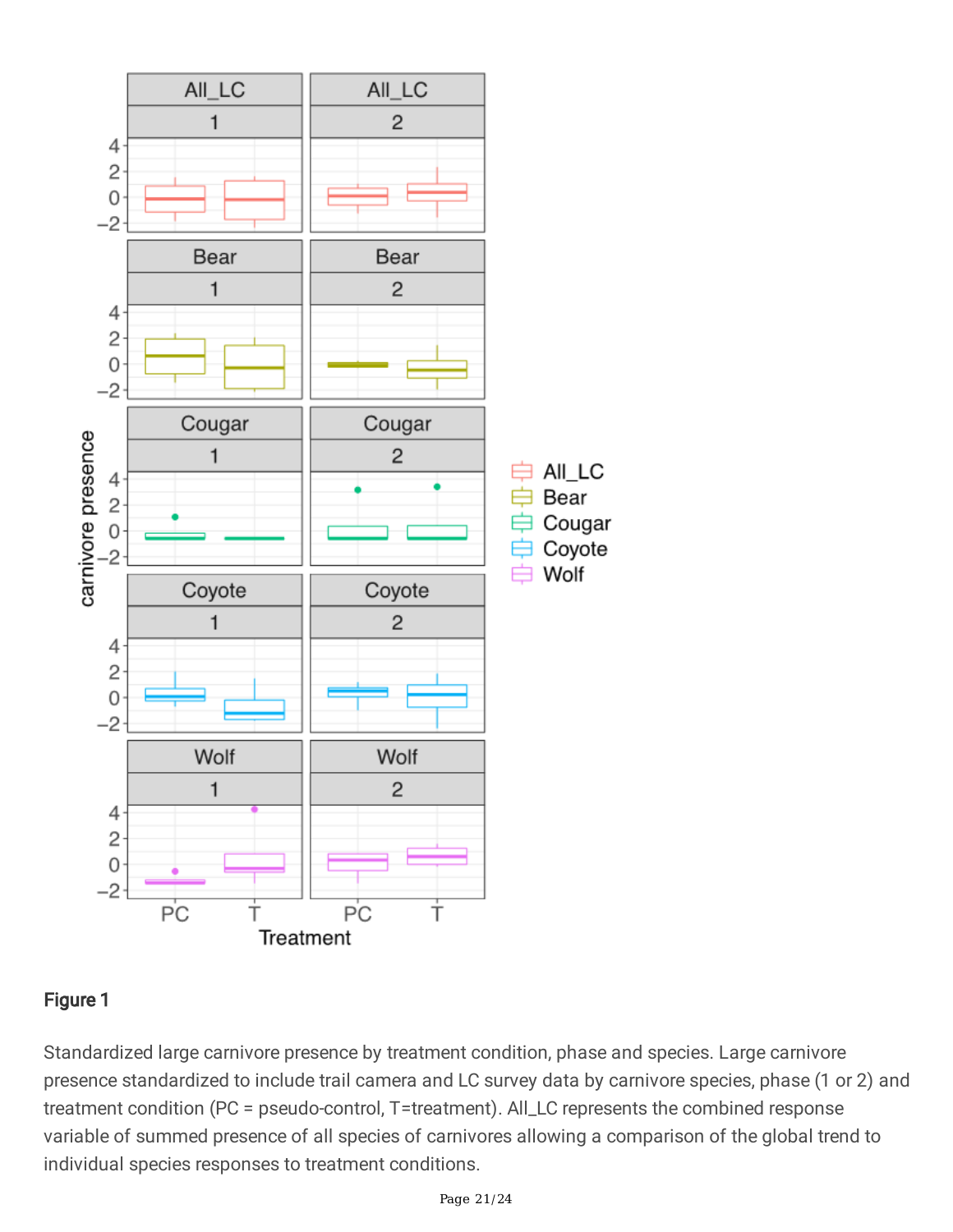All_LC
1
All_LC
2
Bear
1
Bear
2
Cougar
1
Cougar
2
Coyote
1
Coyote
2
Wolf
1
Wolf
2

carnivore presence

4
2
0
−2

PC
T
PC
T
Treatment

All_LC
Bear
Cougar
Coyote
Wolf

**Figure 1**

Standardized large carnivore presence by treatment condition, phase and species. Large carnivore presence standardized to include trail camera and LC survey data by carnivore species, phase (1 or 2) and treatment condition (PC = pseudo-control, T=treatment). All_LC represents the combined response variable of summed presence of all species of carnivores allowing a comparison of the global trend to individual species responses to treatment conditions.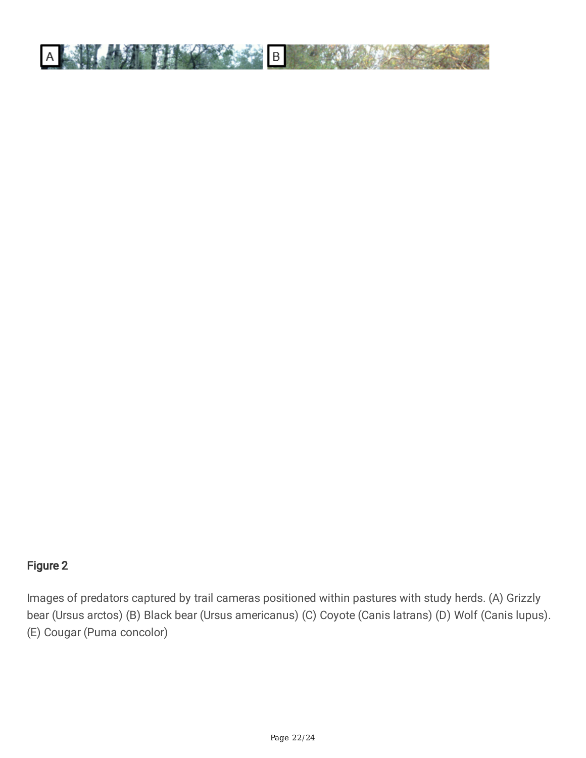**Figure 2**

Images of predators captured by trail cameras positioned within pastures with study herds. (A) Grizzly bear (Ursus arctos) (B) Black bear (Ursus americanus) (C) Coyote (Canis latrans) (D) Wolf (Canis lupus). (E) Cougar (Puma concolor)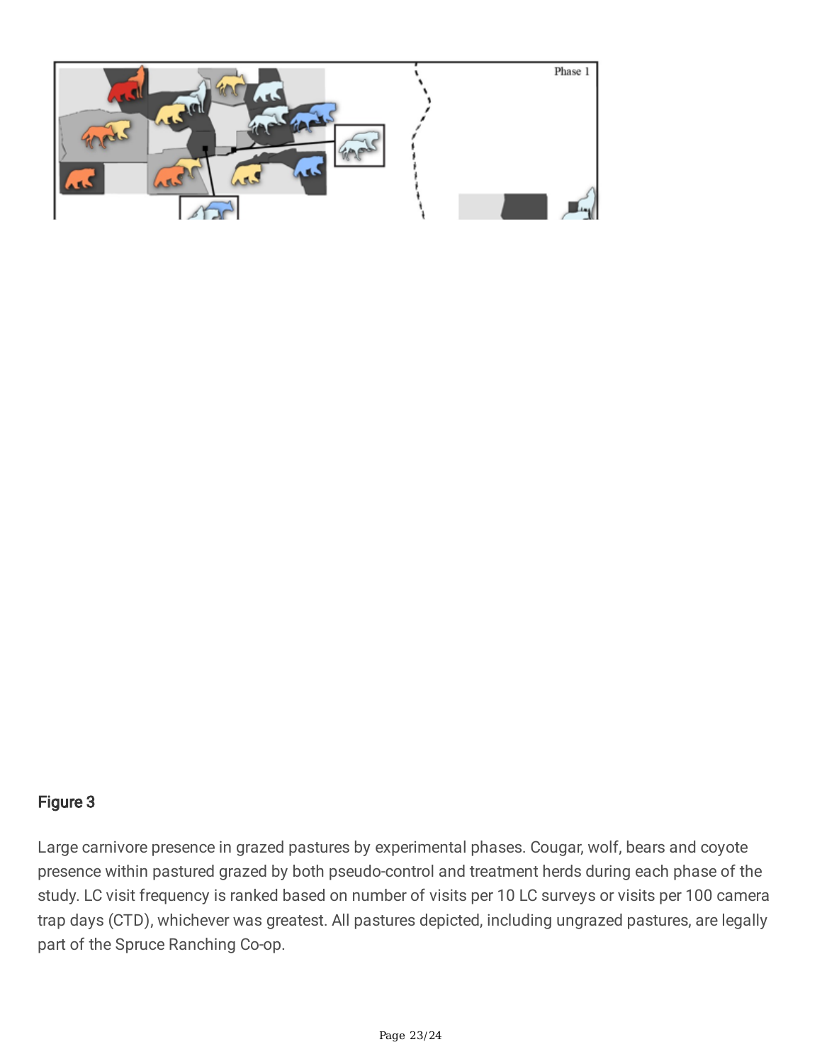Phase 1

## Figure 3

Large carnivore presence in grazed pastures by experimental phases. Cougar, wolf, bears and coyote presence within pastured grazed by both pseudo-control and treatment herds during each phase of the study. LC visit frequency is ranked based on number of visits per 10 LC surveys or visits per 100 camera trap days (CTD), whichever was greatest. All pastures depicted, including ungrazed pastures, are legally part of the Spruce Ranching Co-op.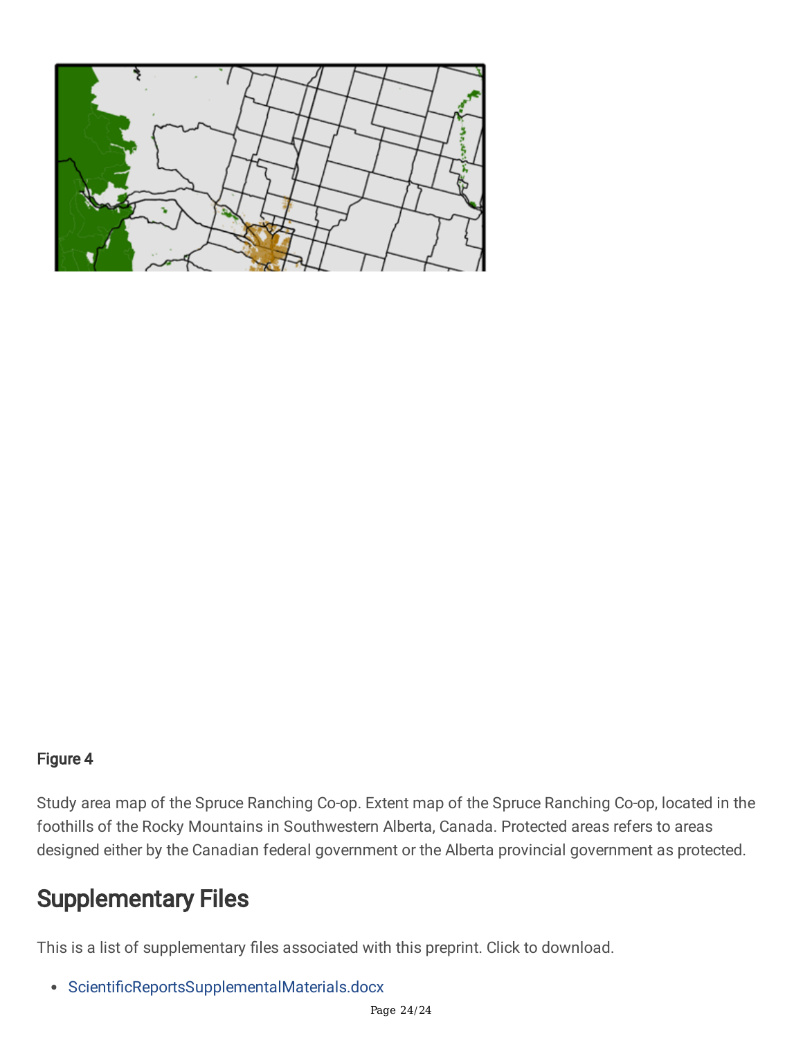### Figure 4

Study area map of the Spruce Ranching Co-op. Extent map of the Spruce Ranching Co-op, located in the foothills of the Rocky Mountains in Southwestern Alberta, Canada. Protected areas refers to areas designed either by the Canadian federal government or the Alberta provincial government as protected.

## Supplementary Files

This is a list of supplementary files associated with this preprint. Click to download.

- ScientificReportsSupplementalMaterials.docx